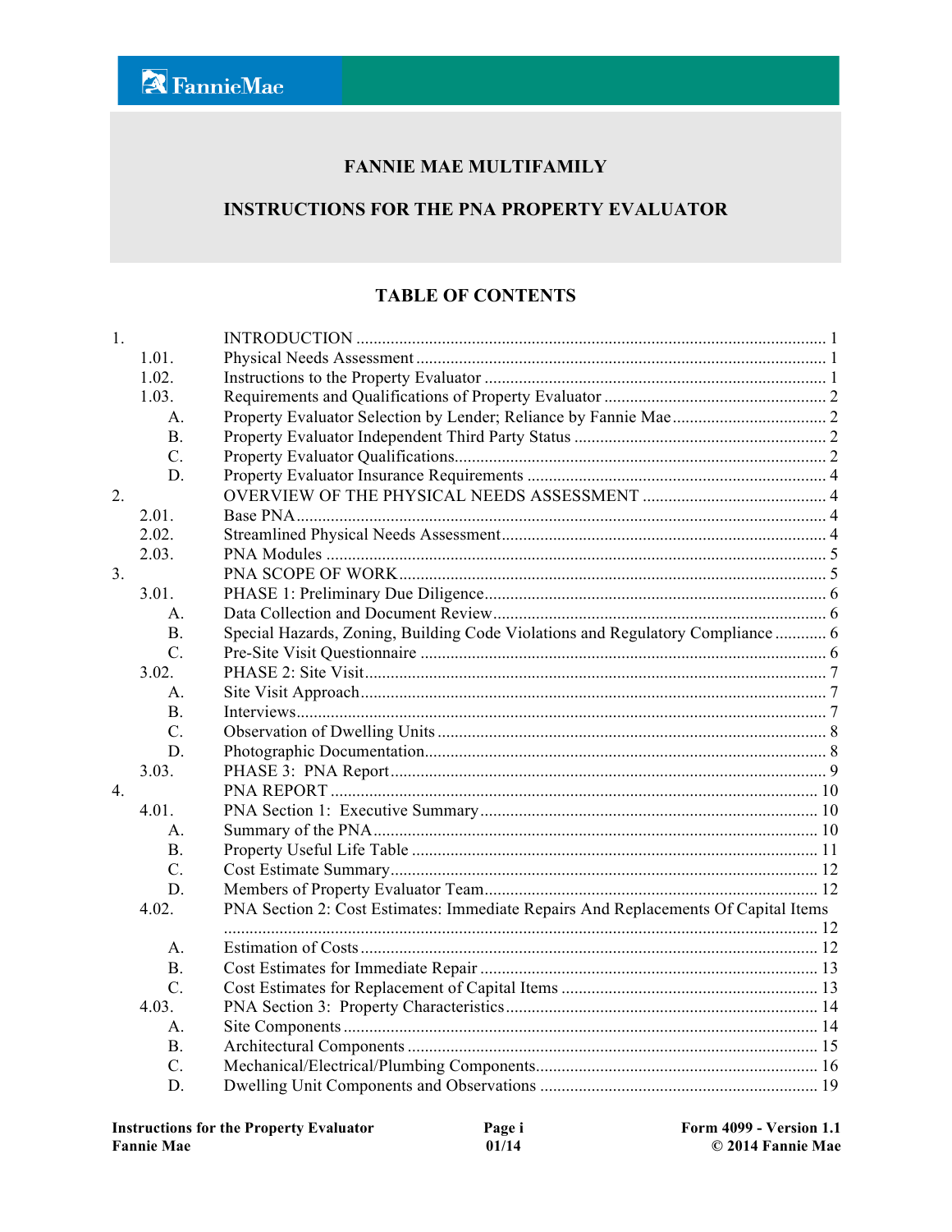# FANNIE MAE MULTIFAMILY

# INSTRUCTIONS FOR THE PNA PROPERTY EVALUATOR

## TABLE OF CONTENTS

| | | | |
|---|---|---|---|
| 1. | | INTRODUCTION | 1 |
| | 1.01. | Physical Needs Assessment | 1 |
| | 1.02. | Instructions to the Property Evaluator | 1 |
| | 1.03. | Requirements and Qualifications of Property Evaluator | 2 |
| | A. | Property Evaluator Selection by Lender; Reliance by Fannie Mae | 2 |
| | B. | Property Evaluator Independent Third Party Status | 2 |
| | C. | Property Evaluator Qualifications | 2 |
| | D. | Property Evaluator Insurance Requirements | 4 |
| 2. | | OVERVIEW OF THE PHYSICAL NEEDS ASSESSMENT | 4 |
| | 2.01. | Base PNA | 4 |
| | 2.02. | Streamlined Physical Needs Assessment | 4 |
| | 2.03. | PNA Modules | 5 |
| 3. | | PNA SCOPE OF WORK | 5 |
| | 3.01. | PHASE 1: Preliminary Due Diligence | 6 |
| | A. | Data Collection and Document Review | 6 |
| | B. | Special Hazards, Zoning, Building Code Violations and Regulatory Compliance | 6 |
| | C. | Pre-Site Visit Questionnaire | 6 |
| | 3.02. | PHASE 2: Site Visit | 7 |
| | A. | Site Visit Approach | 7 |
| | B. | Interviews | 7 |
| | C. | Observation of Dwelling Units | 8 |
| | D. | Photographic Documentation | 8 |
| | 3.03. | PHASE 3: PNA Report | 9 |
| 4. | | PNA REPORT | 10 |
| | 4.01. | PNA Section 1: Executive Summary | 10 |
| | A. | Summary of the PNA | 10 |
| | B. | Property Useful Life Table | 11 |
| | C. | Cost Estimate Summary | 12 |
| | D. | Members of Property Evaluator Team | 12 |
| | 4.02. | PNA Section 2: Cost Estimates: Immediate Repairs And Replacements Of Capital Items | 12 |
| | A. | Estimation of Costs | 12 |
| | B. | Cost Estimates for Immediate Repair | 13 |
| | C. | Cost Estimates for Replacement of Capital Items | 13 |
| | 4.03. | PNA Section 3: Property Characteristics | 14 |
| | A. | Site Components | 14 |
| | B. | Architectural Components | 15 |
| | C. | Mechanical/Electrical/Plumbing Components | 16 |
| | D. | Dwelling Unit Components and Observations | 19 |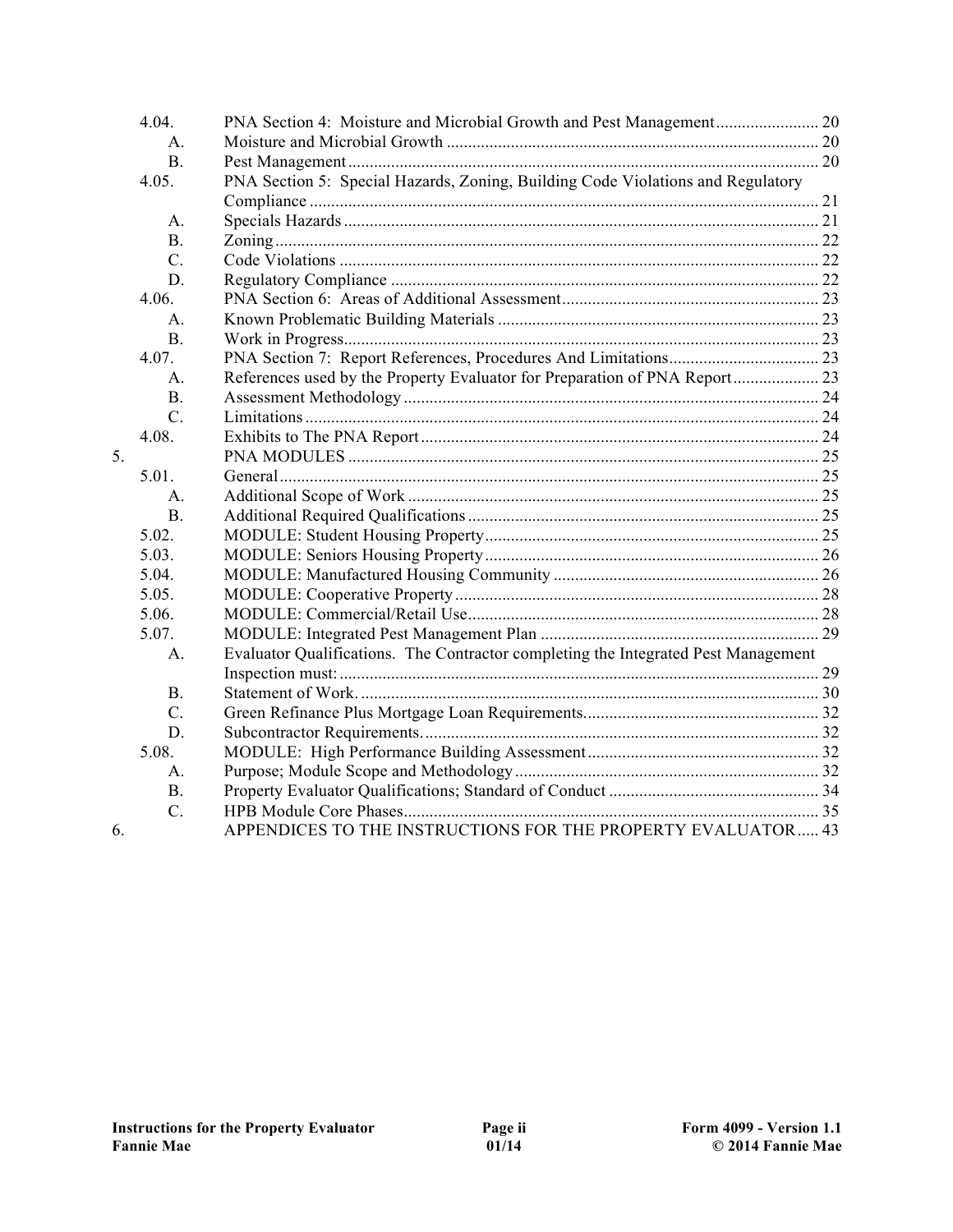4.04. PNA Section 4: Moisture and Microbial Growth and Pest Management ........................ 20

A. Moisture and Microbial Growth ........................................................................................ 20

B. Pest Management ............................................................................................................. 20

4.05. PNA Section 5: Special Hazards, Zoning, Building Code Violations and Regulatory Compliance ...................................................................................................................... 21

A. Specials Hazards .............................................................................................................. 21

B. Zoning .............................................................................................................................. 22

C. Code Violations ............................................................................................................... 22

D. Regulatory Compliance ................................................................................................... 22

4.06. PNA Section 6: Areas of Additional Assessment ............................................................ 23

A. Known Problematic Building Materials ........................................................................... 23

B. Work in Progress .............................................................................................................. 23

4.07. PNA Section 7: Report References, Procedures And Limitations ................................... 23

A. References used by the Property Evaluator for Preparation of PNA Report .................... 23

B. Assessment Methodology ................................................................................................. 24

C. Limitations ....................................................................................................................... 24

4.08. Exhibits to The PNA Report ............................................................................................. 24

5. PNA MODULES .............................................................................................................. 25

5.01. General ............................................................................................................................. 25

A. Additional Scope of Work ................................................................................................ 25

B. Additional Required Qualifications .................................................................................. 25

5.02. MODULE: Student Housing Property .............................................................................. 25

5.03. MODULE: Seniors Housing Property .............................................................................. 26

5.04. MODULE: Manufactured Housing Community .............................................................. 26

5.05. MODULE: Cooperative Property ..................................................................................... 28

5.06. MODULE: Commercial/Retail Use .................................................................................. 28

5.07. MODULE: Integrated Pest Management Plan ................................................................. 29

A. Evaluator Qualifications. The Contractor completing the Integrated Pest Management Inspection must: ................................................................................................................ 29

B. Statement of Work. ........................................................................................................... 30

C. Green Refinance Plus Mortgage Loan Requirements ....................................................... 32

D. Subcontractor Requirements. ............................................................................................ 32

5.08. MODULE: High Performance Building Assessment ....................................................... 32

A. Purpose; Module Scope and Methodology ....................................................................... 32

B. Property Evaluator Qualifications; Standard of Conduct ................................................. 34

C. HPB Module Core Phases ................................................................................................. 35

6. APPENDICES TO THE INSTRUCTIONS FOR THE PROPERTY EVALUATOR ..... 43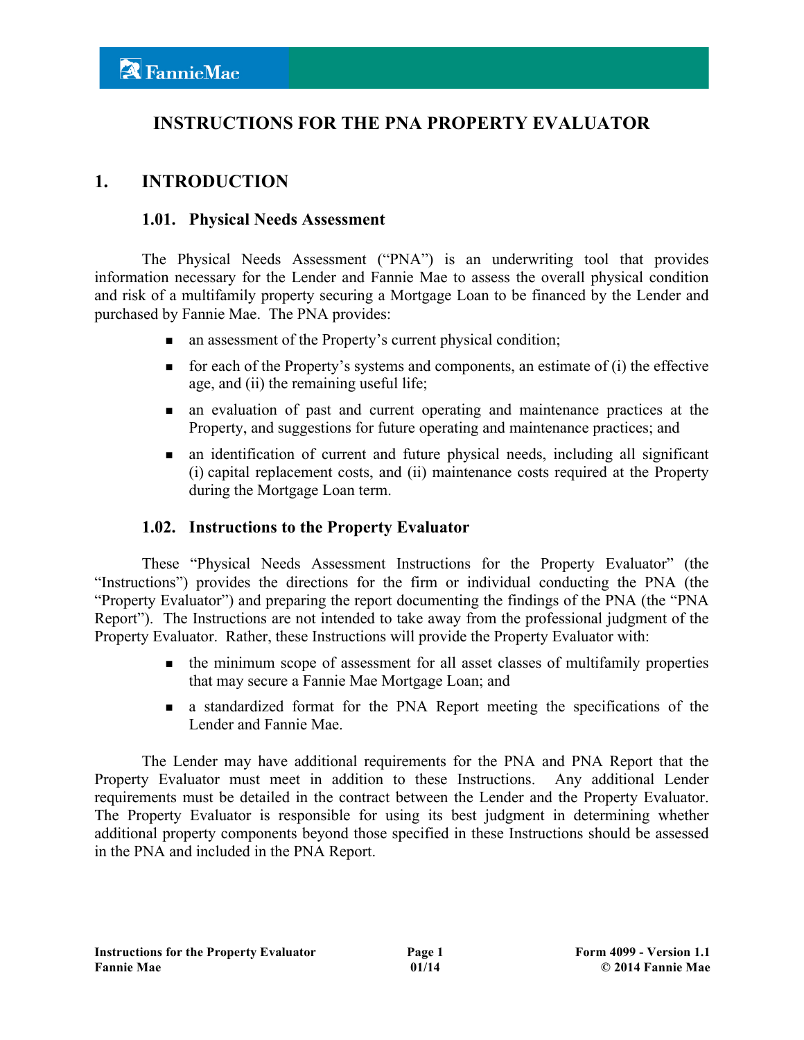# INSTRUCTIONS FOR THE PNA PROPERTY EVALUATOR

## 1. INTRODUCTION

### 1.01. Physical Needs Assessment

The Physical Needs Assessment ("PNA") is an underwriting tool that provides information necessary for the Lender and Fannie Mae to assess the overall physical condition and risk of a multifamily property securing a Mortgage Loan to be financed by the Lender and purchased by Fannie Mae. The PNA provides:

- an assessment of the Property's current physical condition;
- for each of the Property's systems and components, an estimate of (i) the effective age, and (ii) the remaining useful life;
- an evaluation of past and current operating and maintenance practices at the Property, and suggestions for future operating and maintenance practices; and
- an identification of current and future physical needs, including all significant (i) capital replacement costs, and (ii) maintenance costs required at the Property during the Mortgage Loan term.

### 1.02. Instructions to the Property Evaluator

These "Physical Needs Assessment Instructions for the Property Evaluator" (the "Instructions") provides the directions for the firm or individual conducting the PNA (the "Property Evaluator") and preparing the report documenting the findings of the PNA (the "PNA Report"). The Instructions are not intended to take away from the professional judgment of the Property Evaluator. Rather, these Instructions will provide the Property Evaluator with:

- the minimum scope of assessment for all asset classes of multifamily properties that may secure a Fannie Mae Mortgage Loan; and
- a standardized format for the PNA Report meeting the specifications of the Lender and Fannie Mae.

The Lender may have additional requirements for the PNA and PNA Report that the Property Evaluator must meet in addition to these Instructions. Any additional Lender requirements must be detailed in the contract between the Lender and the Property Evaluator. The Property Evaluator is responsible for using its best judgment in determining whether additional property components beyond those specified in these Instructions should be assessed in the PNA and included in the PNA Report.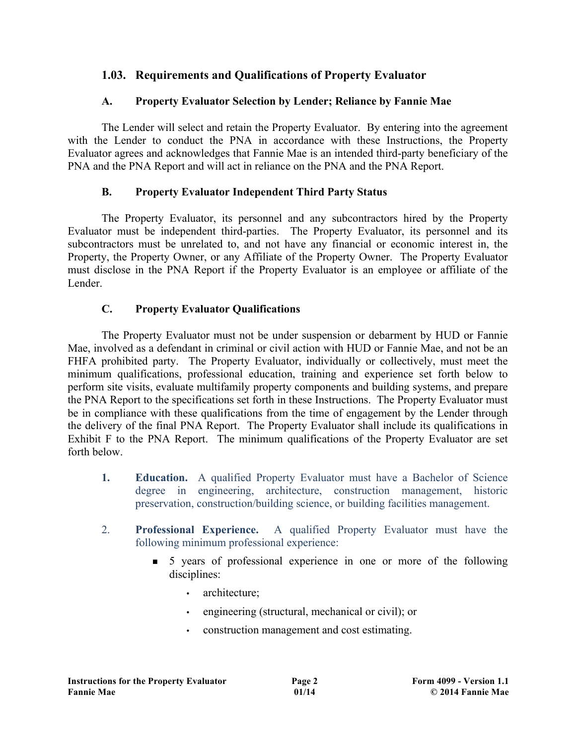## 1.03. Requirements and Qualifications of Property Evaluator

### A. Property Evaluator Selection by Lender; Reliance by Fannie Mae

The Lender will select and retain the Property Evaluator. By entering into the agreement with the Lender to conduct the PNA in accordance with these Instructions, the Property Evaluator agrees and acknowledges that Fannie Mae is an intended third-party beneficiary of the PNA and the PNA Report and will act in reliance on the PNA and the PNA Report.

### B. Property Evaluator Independent Third Party Status

The Property Evaluator, its personnel and any subcontractors hired by the Property Evaluator must be independent third-parties. The Property Evaluator, its personnel and its subcontractors must be unrelated to, and not have any financial or economic interest in, the Property, the Property Owner, or any Affiliate of the Property Owner. The Property Evaluator must disclose in the PNA Report if the Property Evaluator is an employee or affiliate of the Lender.

### C. Property Evaluator Qualifications

The Property Evaluator must not be under suspension or debarment by HUD or Fannie Mae, involved as a defendant in criminal or civil action with HUD or Fannie Mae, and not be an FHFA prohibited party. The Property Evaluator, individually or collectively, must meet the minimum qualifications, professional education, training and experience set forth below to perform site visits, evaluate multifamily property components and building systems, and prepare the PNA Report to the specifications set forth in these Instructions. The Property Evaluator must be in compliance with these qualifications from the time of engagement by the Lender through the delivery of the final PNA Report. The Property Evaluator shall include its qualifications in Exhibit F to the PNA Report. The minimum qualifications of the Property Evaluator are set forth below.

1. **Education.** A qualified Property Evaluator must have a Bachelor of Science degree in engineering, architecture, construction management, historic preservation, construction/building science, or building facilities management.

2. **Professional Experience.** A qualified Property Evaluator must have the following minimum professional experience:

   - 5 years of professional experience in one or more of the following disciplines:
     - architecture;
     - engineering (structural, mechanical or civil); or
     - construction management and cost estimating.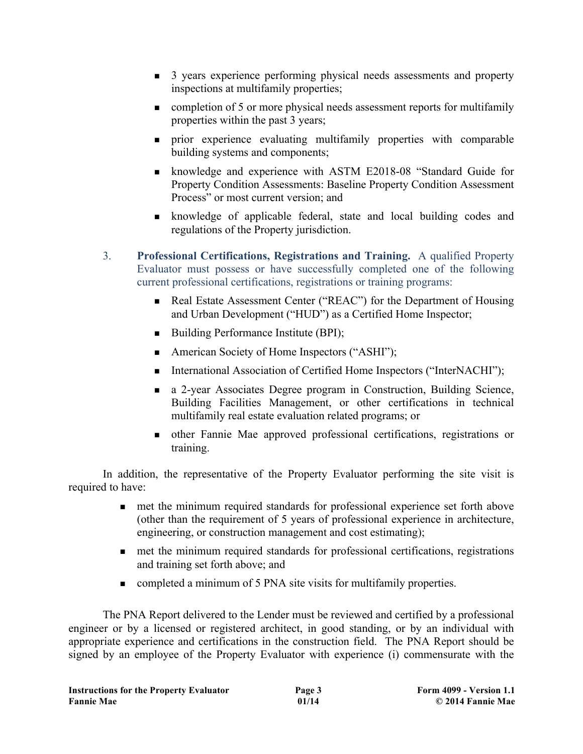- 3 years experience performing physical needs assessments and property inspections at multifamily properties;
- completion of 5 or more physical needs assessment reports for multifamily properties within the past 3 years;
- prior experience evaluating multifamily properties with comparable building systems and components;
- knowledge and experience with ASTM E2018-08 "Standard Guide for Property Condition Assessments: Baseline Property Condition Assessment Process" or most current version; and
- knowledge of applicable federal, state and local building codes and regulations of the Property jurisdiction.

3. **Professional Certifications, Registrations and Training.** A qualified Property Evaluator must possess or have successfully completed one of the following current professional certifications, registrations or training programs:

   - Real Estate Assessment Center ("REAC") for the Department of Housing and Urban Development ("HUD") as a Certified Home Inspector;
   - Building Performance Institute (BPI);
   - American Society of Home Inspectors ("ASHI");
   - International Association of Certified Home Inspectors ("InterNACHI");
   - a 2-year Associates Degree program in Construction, Building Science, Building Facilities Management, or other certifications in technical multifamily real estate evaluation related programs; or
   - other Fannie Mae approved professional certifications, registrations or training.

In addition, the representative of the Property Evaluator performing the site visit is required to have:

- met the minimum required standards for professional experience set forth above (other than the requirement of 5 years of professional experience in architecture, engineering, or construction management and cost estimating);
- met the minimum required standards for professional certifications, registrations and training set forth above; and
- completed a minimum of 5 PNA site visits for multifamily properties.

The PNA Report delivered to the Lender must be reviewed and certified by a professional engineer or by a licensed or registered architect, in good standing, or by an individual with appropriate experience and certifications in the construction field. The PNA Report should be signed by an employee of the Property Evaluator with experience (i) commensurate with the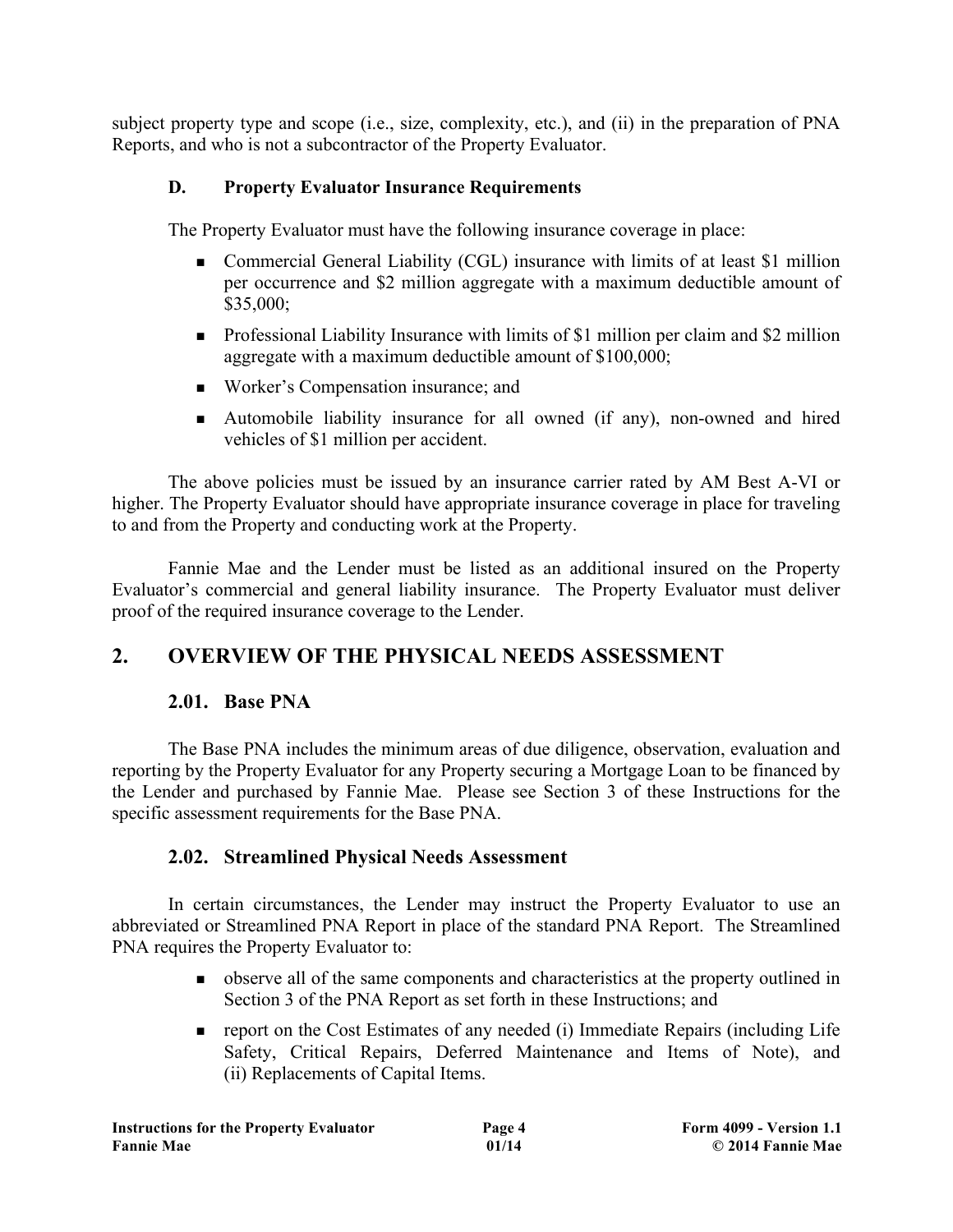subject property type and scope (i.e., size, complexity, etc.), and (ii) in the preparation of PNA Reports, and who is not a subcontractor of the Property Evaluator.

### D. Property Evaluator Insurance Requirements

The Property Evaluator must have the following insurance coverage in place:

- Commercial General Liability (CGL) insurance with limits of at least $1 million per occurrence and $2 million aggregate with a maximum deductible amount of $35,000;
- Professional Liability Insurance with limits of $1 million per claim and $2 million aggregate with a maximum deductible amount of $100,000;
- Worker's Compensation insurance; and
- Automobile liability insurance for all owned (if any), non-owned and hired vehicles of $1 million per accident.

The above policies must be issued by an insurance carrier rated by AM Best A-VI or higher. The Property Evaluator should have appropriate insurance coverage in place for traveling to and from the Property and conducting work at the Property.

Fannie Mae and the Lender must be listed as an additional insured on the Property Evaluator's commercial and general liability insurance. The Property Evaluator must deliver proof of the required insurance coverage to the Lender.

## 2. OVERVIEW OF THE PHYSICAL NEEDS ASSESSMENT

### 2.01. Base PNA

The Base PNA includes the minimum areas of due diligence, observation, evaluation and reporting by the Property Evaluator for any Property securing a Mortgage Loan to be financed by the Lender and purchased by Fannie Mae. Please see Section 3 of these Instructions for the specific assessment requirements for the Base PNA.

### 2.02. Streamlined Physical Needs Assessment

In certain circumstances, the Lender may instruct the Property Evaluator to use an abbreviated or Streamlined PNA Report in place of the standard PNA Report. The Streamlined PNA requires the Property Evaluator to:

- observe all of the same components and characteristics at the property outlined in Section 3 of the PNA Report as set forth in these Instructions; and
- report on the Cost Estimates of any needed (i) Immediate Repairs (including Life Safety, Critical Repairs, Deferred Maintenance and Items of Note), and (ii) Replacements of Capital Items.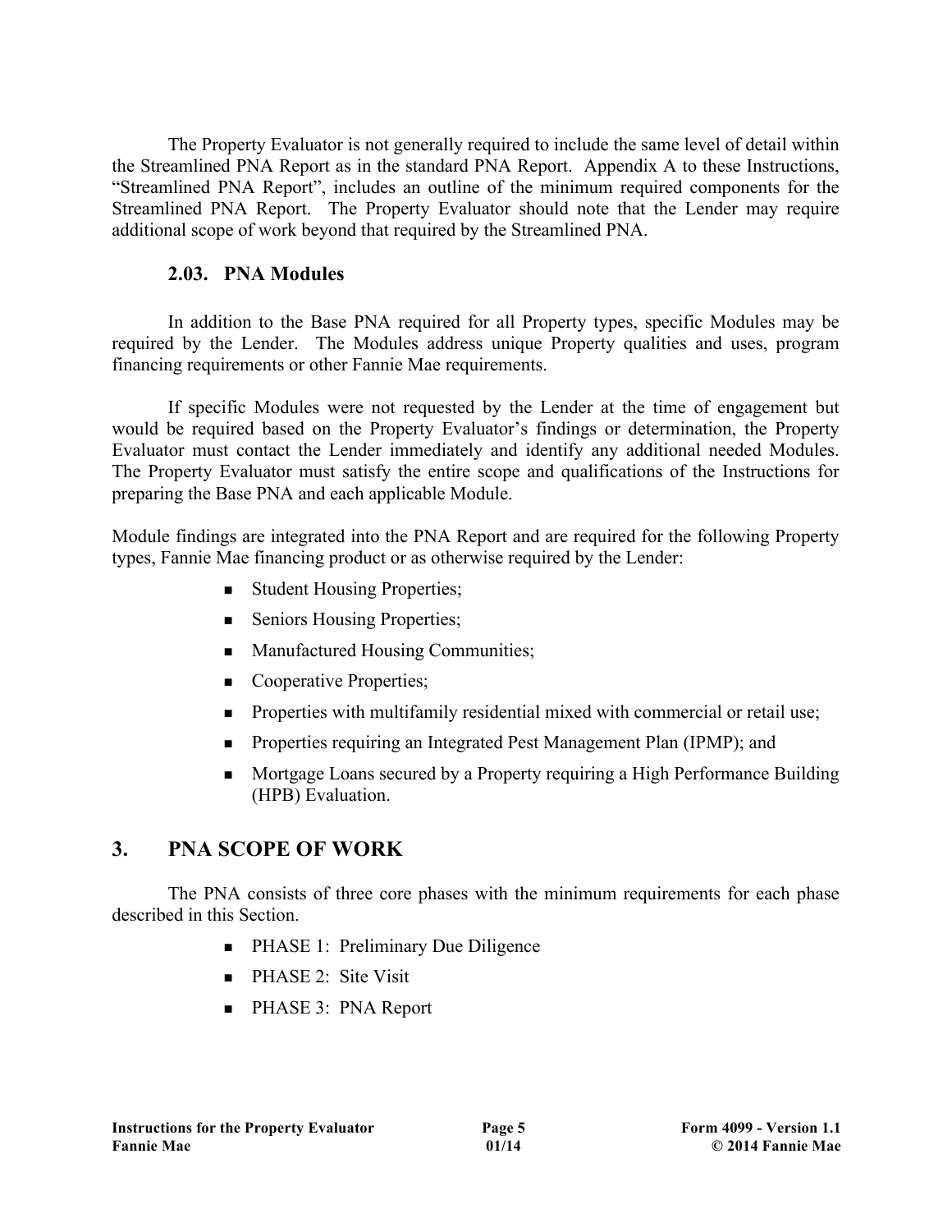The Property Evaluator is not generally required to include the same level of detail within the Streamlined PNA Report as in the standard PNA Report. Appendix A to these Instructions, "Streamlined PNA Report", includes an outline of the minimum required components for the Streamlined PNA Report. The Property Evaluator should note that the Lender may require additional scope of work beyond that required by the Streamlined PNA.

### 2.03. PNA Modules

In addition to the Base PNA required for all Property types, specific Modules may be required by the Lender. The Modules address unique Property qualities and uses, program financing requirements or other Fannie Mae requirements.

If specific Modules were not requested by the Lender at the time of engagement but would be required based on the Property Evaluator's findings or determination, the Property Evaluator must contact the Lender immediately and identify any additional needed Modules. The Property Evaluator must satisfy the entire scope and qualifications of the Instructions for preparing the Base PNA and each applicable Module.

Module findings are integrated into the PNA Report and are required for the following Property types, Fannie Mae financing product or as otherwise required by the Lender:

- Student Housing Properties;
- Seniors Housing Properties;
- Manufactured Housing Communities;
- Cooperative Properties;
- Properties with multifamily residential mixed with commercial or retail use;
- Properties requiring an Integrated Pest Management Plan (IPMP); and
- Mortgage Loans secured by a Property requiring a High Performance Building (HPB) Evaluation.

## 3. PNA SCOPE OF WORK

The PNA consists of three core phases with the minimum requirements for each phase described in this Section.

- PHASE 1: Preliminary Due Diligence
- PHASE 2: Site Visit
- PHASE 3: PNA Report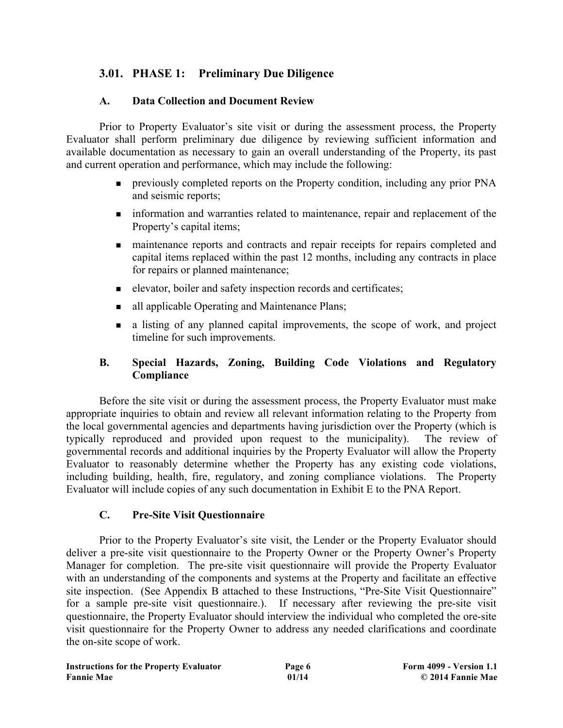## 3.01. PHASE 1: Preliminary Due Diligence

### A. Data Collection and Document Review

Prior to Property Evaluator's site visit or during the assessment process, the Property Evaluator shall perform preliminary due diligence by reviewing sufficient information and available documentation as necessary to gain an overall understanding of the Property, its past and current operation and performance, which may include the following:

- previously completed reports on the Property condition, including any prior PNA and seismic reports;
- information and warranties related to maintenance, repair and replacement of the Property's capital items;
- maintenance reports and contracts and repair receipts for repairs completed and capital items replaced within the past 12 months, including any contracts in place for repairs or planned maintenance;
- elevator, boiler and safety inspection records and certificates;
- all applicable Operating and Maintenance Plans;
- a listing of any planned capital improvements, the scope of work, and project timeline for such improvements.

### B. Special Hazards, Zoning, Building Code Violations and Regulatory Compliance

Before the site visit or during the assessment process, the Property Evaluator must make appropriate inquiries to obtain and review all relevant information relating to the Property from the local governmental agencies and departments having jurisdiction over the Property (which is typically reproduced and provided upon request to the municipality). The review of governmental records and additional inquiries by the Property Evaluator will allow the Property Evaluator to reasonably determine whether the Property has any existing code violations, including building, health, fire, regulatory, and zoning compliance violations. The Property Evaluator will include copies of any such documentation in Exhibit E to the PNA Report.

### C. Pre-Site Visit Questionnaire

Prior to the Property Evaluator's site visit, the Lender or the Property Evaluator should deliver a pre-site visit questionnaire to the Property Owner or the Property Owner's Property Manager for completion. The pre-site visit questionnaire will provide the Property Evaluator with an understanding of the components and systems at the Property and facilitate an effective site inspection. (See Appendix B attached to these Instructions, "Pre-Site Visit Questionnaire" for a sample pre-site visit questionnaire.). If necessary after reviewing the pre-site visit questionnaire, the Property Evaluator should interview the individual who completed the ore-site visit questionnaire for the Property Owner to address any needed clarifications and coordinate the on-site scope of work.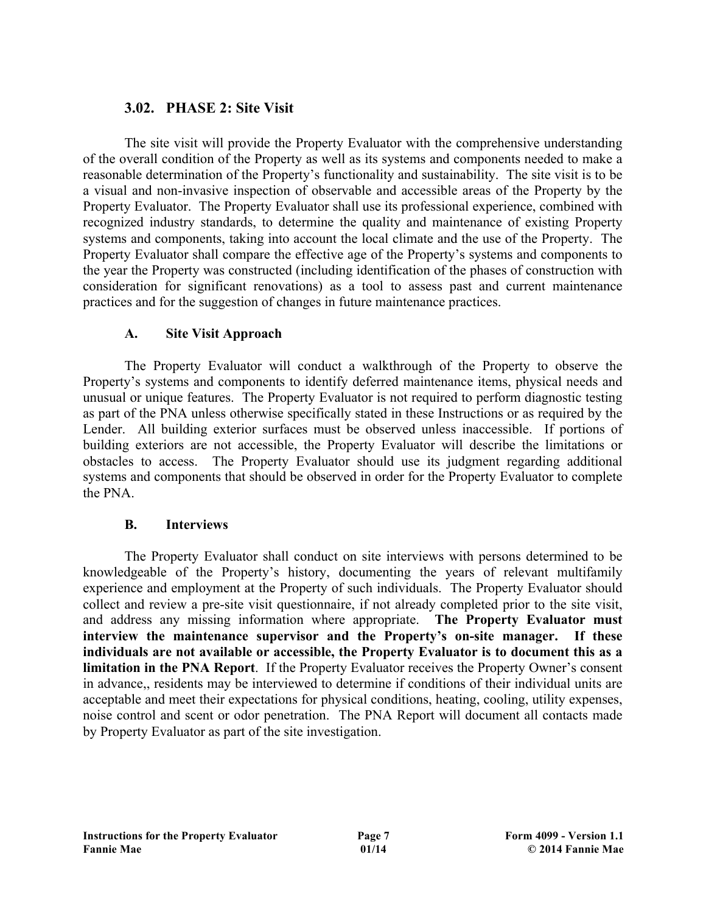## 3.02. PHASE 2: Site Visit

The site visit will provide the Property Evaluator with the comprehensive understanding of the overall condition of the Property as well as its systems and components needed to make a reasonable determination of the Property's functionality and sustainability. The site visit is to be a visual and non-invasive inspection of observable and accessible areas of the Property by the Property Evaluator. The Property Evaluator shall use its professional experience, combined with recognized industry standards, to determine the quality and maintenance of existing Property systems and components, taking into account the local climate and the use of the Property. The Property Evaluator shall compare the effective age of the Property's systems and components to the year the Property was constructed (including identification of the phases of construction with consideration for significant renovations) as a tool to assess past and current maintenance practices and for the suggestion of changes in future maintenance practices.

### A. Site Visit Approach

The Property Evaluator will conduct a walkthrough of the Property to observe the Property's systems and components to identify deferred maintenance items, physical needs and unusual or unique features. The Property Evaluator is not required to perform diagnostic testing as part of the PNA unless otherwise specifically stated in these Instructions or as required by the Lender. All building exterior surfaces must be observed unless inaccessible. If portions of building exteriors are not accessible, the Property Evaluator will describe the limitations or obstacles to access. The Property Evaluator should use its judgment regarding additional systems and components that should be observed in order for the Property Evaluator to complete the PNA.

### B. Interviews

The Property Evaluator shall conduct on site interviews with persons determined to be knowledgeable of the Property's history, documenting the years of relevant multifamily experience and employment at the Property of such individuals. The Property Evaluator should collect and review a pre-site visit questionnaire, if not already completed prior to the site visit, and address any missing information where appropriate. **The Property Evaluator must interview the maintenance supervisor and the Property's on-site manager. If these individuals are not available or accessible, the Property Evaluator is to document this as a limitation in the PNA Report**. If the Property Evaluator receives the Property Owner's consent in advance,, residents may be interviewed to determine if conditions of their individual units are acceptable and meet their expectations for physical conditions, heating, cooling, utility expenses, noise control and scent or odor penetration. The PNA Report will document all contacts made by Property Evaluator as part of the site investigation.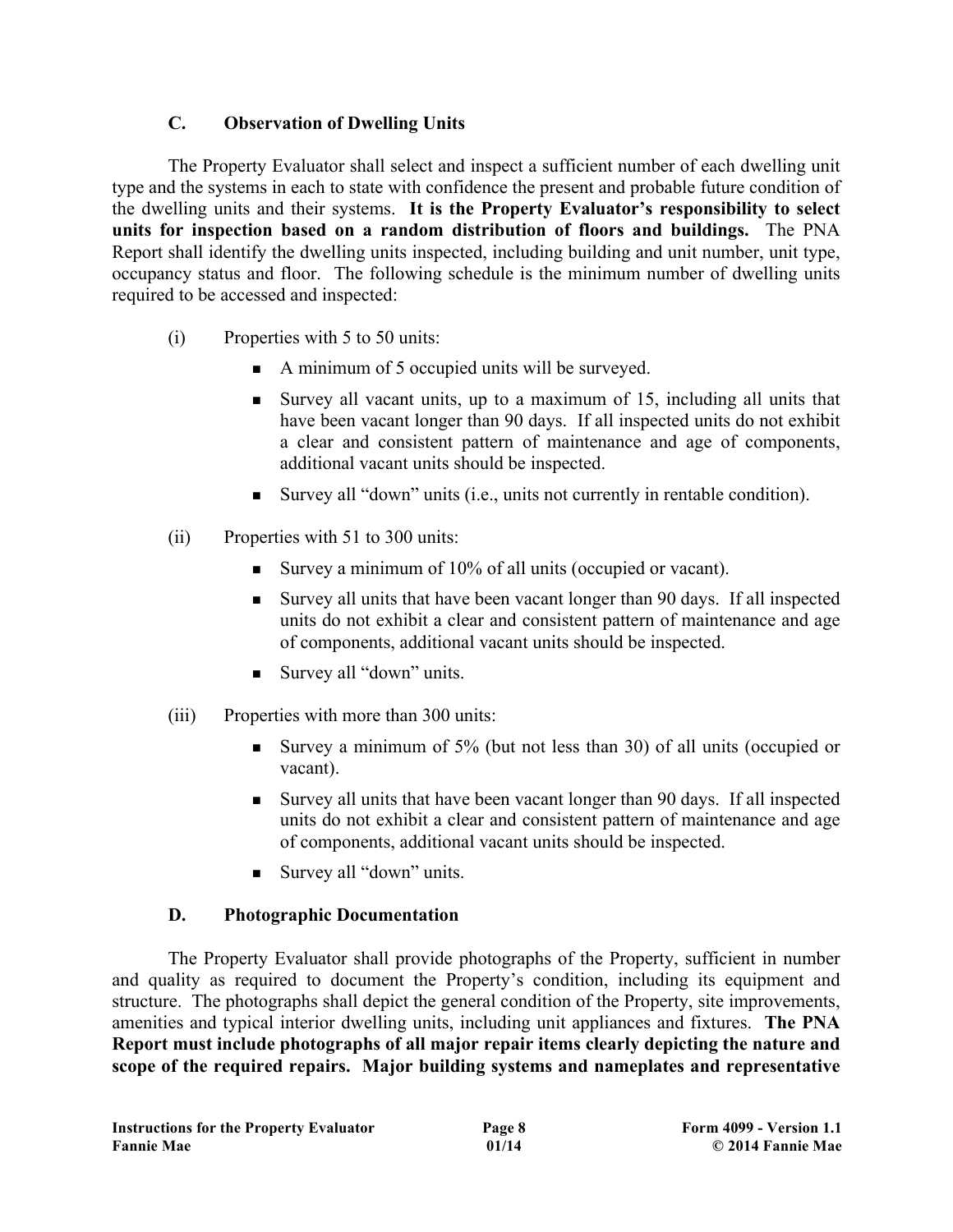### C. Observation of Dwelling Units

The Property Evaluator shall select and inspect a sufficient number of each dwelling unit type and the systems in each to state with confidence the present and probable future condition of the dwelling units and their systems. **It is the Property Evaluator's responsibility to select units for inspection based on a random distribution of floors and buildings.** The PNA Report shall identify the dwelling units inspected, including building and unit number, unit type, occupancy status and floor. The following schedule is the minimum number of dwelling units required to be accessed and inspected:

(i) Properties with 5 to 50 units:

- A minimum of 5 occupied units will be surveyed.
- Survey all vacant units, up to a maximum of 15, including all units that have been vacant longer than 90 days. If all inspected units do not exhibit a clear and consistent pattern of maintenance and age of components, additional vacant units should be inspected.
- Survey all "down" units (i.e., units not currently in rentable condition).

(ii) Properties with 51 to 300 units:

- Survey a minimum of 10% of all units (occupied or vacant).
- Survey all units that have been vacant longer than 90 days. If all inspected units do not exhibit a clear and consistent pattern of maintenance and age of components, additional vacant units should be inspected.
- Survey all "down" units.

(iii) Properties with more than 300 units:

- Survey a minimum of 5% (but not less than 30) of all units (occupied or vacant).
- Survey all units that have been vacant longer than 90 days. If all inspected units do not exhibit a clear and consistent pattern of maintenance and age of components, additional vacant units should be inspected.
- Survey all "down" units.

### D. Photographic Documentation

The Property Evaluator shall provide photographs of the Property, sufficient in number and quality as required to document the Property's condition, including its equipment and structure. The photographs shall depict the general condition of the Property, site improvements, amenities and typical interior dwelling units, including unit appliances and fixtures. **The PNA Report must include photographs of all major repair items clearly depicting the nature and scope of the required repairs. Major building systems and nameplates and representative**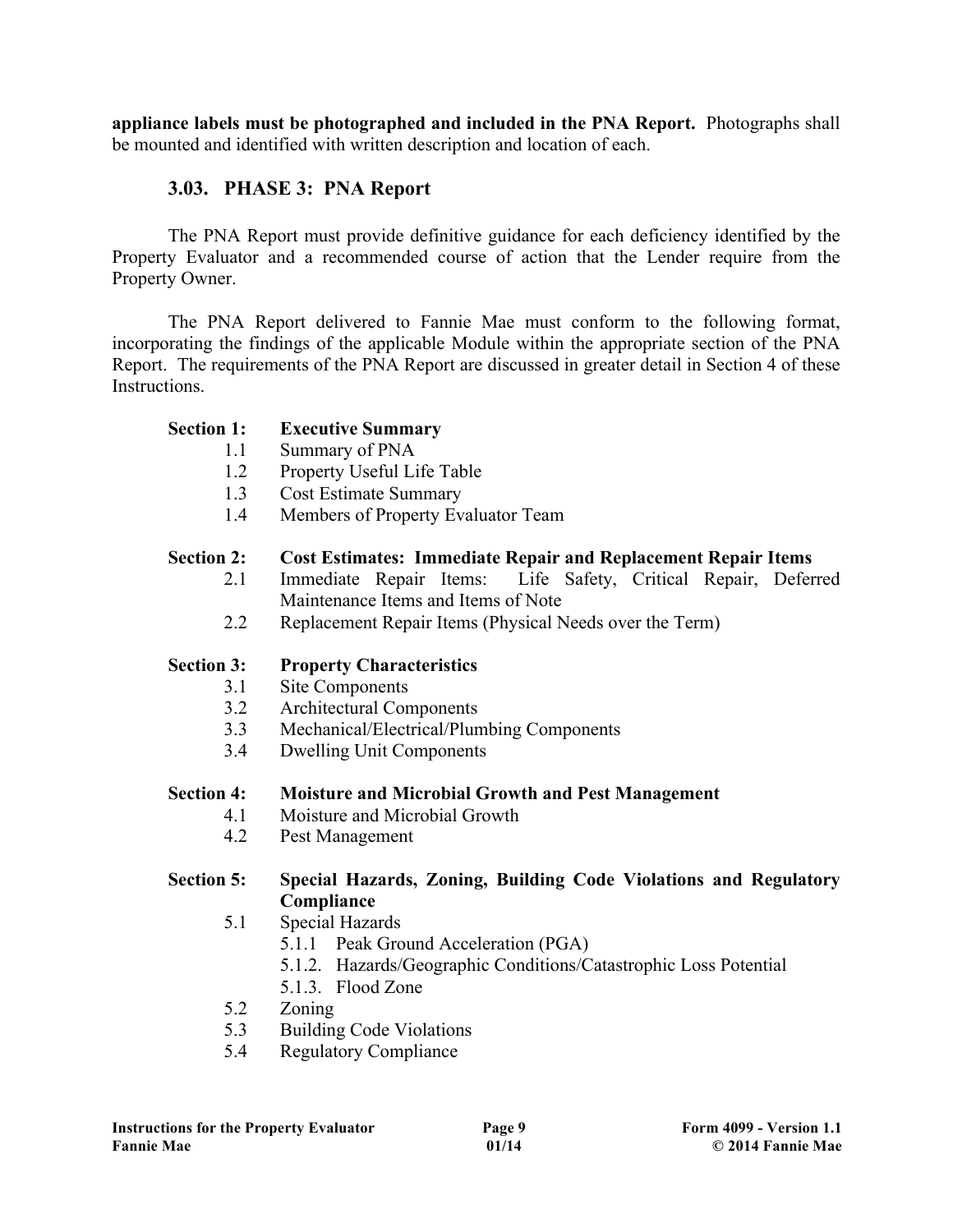**appliance labels must be photographed and included in the PNA Report.** Photographs shall be mounted and identified with written description and location of each.

### 3.03. PHASE 3: PNA Report

The PNA Report must provide definitive guidance for each deficiency identified by the Property Evaluator and a recommended course of action that the Lender require from the Property Owner.

The PNA Report delivered to Fannie Mae must conform to the following format, incorporating the findings of the applicable Module within the appropriate section of the PNA Report. The requirements of the PNA Report are discussed in greater detail in Section 4 of these Instructions.

**Section 1: Executive Summary**

- 1.1 Summary of PNA
- 1.2 Property Useful Life Table
- 1.3 Cost Estimate Summary
- 1.4 Members of Property Evaluator Team

**Section 2: Cost Estimates: Immediate Repair and Replacement Repair Items**

- 2.1 Immediate Repair Items: Life Safety, Critical Repair, Deferred Maintenance Items and Items of Note
- 2.2 Replacement Repair Items (Physical Needs over the Term)

**Section 3: Property Characteristics**

- 3.1 Site Components
- 3.2 Architectural Components
- 3.3 Mechanical/Electrical/Plumbing Components
- 3.4 Dwelling Unit Components

**Section 4: Moisture and Microbial Growth and Pest Management**

- 4.1 Moisture and Microbial Growth
- 4.2 Pest Management

**Section 5: Special Hazards, Zoning, Building Code Violations and Regulatory Compliance**

- 5.1 Special Hazards
  - 5.1.1 Peak Ground Acceleration (PGA)
  - 5.1.2. Hazards/Geographic Conditions/Catastrophic Loss Potential
  - 5.1.3. Flood Zone
- 5.2 Zoning
- 5.3 Building Code Violations
- 5.4 Regulatory Compliance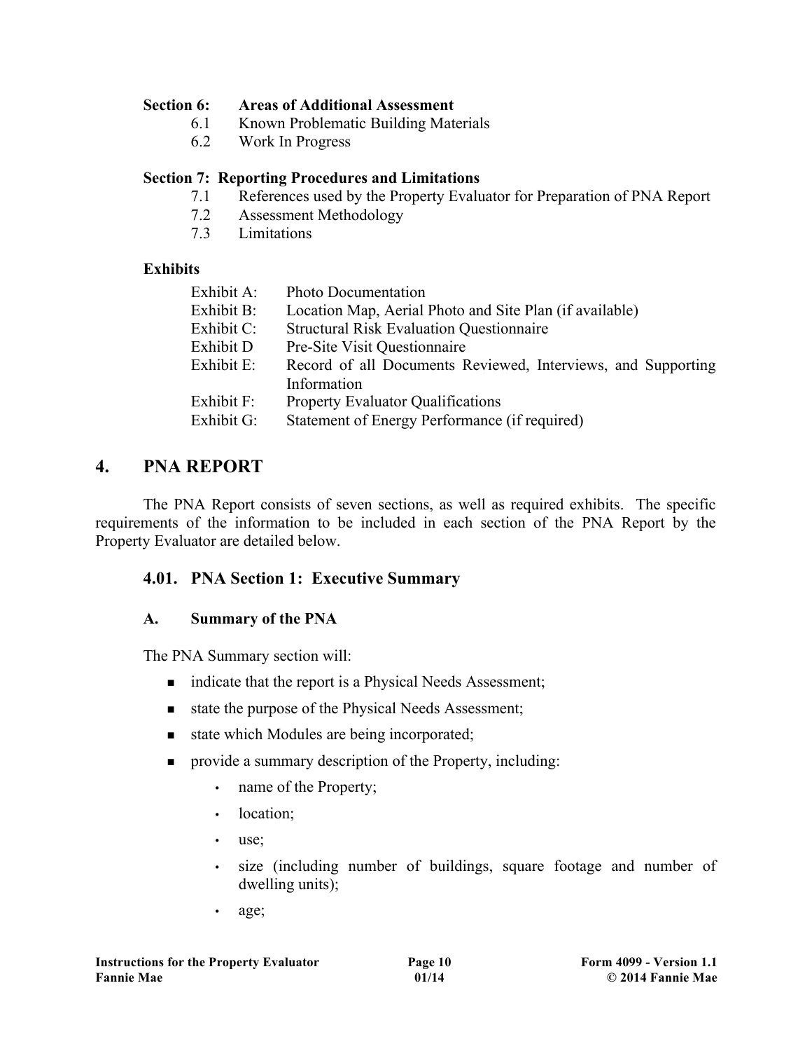**Section 6: Areas of Additional Assessment**

- 6.1 Known Problematic Building Materials
- 6.2 Work In Progress

**Section 7: Reporting Procedures and Limitations**

- 7.1 References used by the Property Evaluator for Preparation of PNA Report
- 7.2 Assessment Methodology
- 7.3 Limitations

**Exhibits**

- Exhibit A: Photo Documentation
- Exhibit B: Location Map, Aerial Photo and Site Plan (if available)
- Exhibit C: Structural Risk Evaluation Questionnaire
- Exhibit D Pre-Site Visit Questionnaire
- Exhibit E: Record of all Documents Reviewed, Interviews, and Supporting Information
- Exhibit F: Property Evaluator Qualifications
- Exhibit G: Statement of Energy Performance (if required)

# 4. PNA REPORT

The PNA Report consists of seven sections, as well as required exhibits. The specific requirements of the information to be included in each section of the PNA Report by the Property Evaluator are detailed below.

## 4.01. PNA Section 1: Executive Summary

### A. Summary of the PNA

The PNA Summary section will:

- indicate that the report is a Physical Needs Assessment;
- state the purpose of the Physical Needs Assessment;
- state which Modules are being incorporated;
- provide a summary description of the Property, including:
  - name of the Property;
  - location;
  - use;
  - size (including number of buildings, square footage and number of dwelling units);
  - age;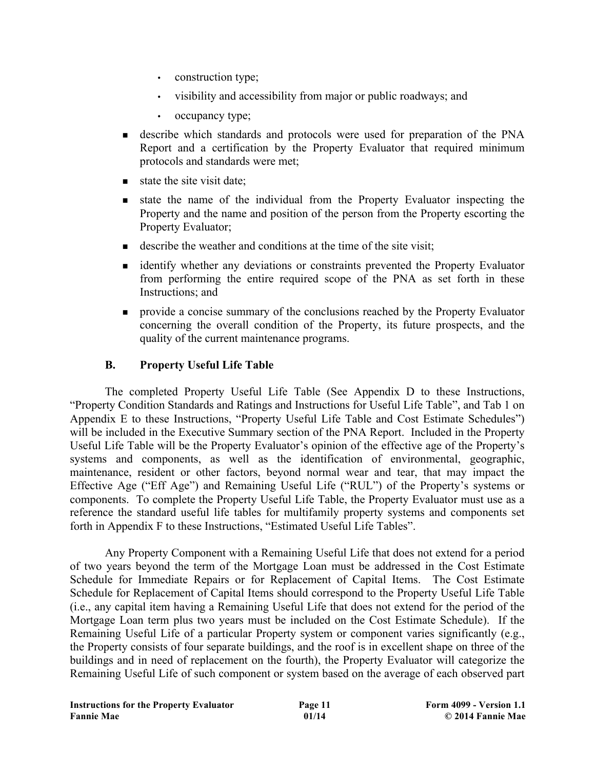- construction type;
- visibility and accessibility from major or public roadways; and
- occupancy type;

- describe which standards and protocols were used for preparation of the PNA Report and a certification by the Property Evaluator that required minimum protocols and standards were met;
- state the site visit date;
- state the name of the individual from the Property Evaluator inspecting the Property and the name and position of the person from the Property escorting the Property Evaluator;
- describe the weather and conditions at the time of the site visit;
- identify whether any deviations or constraints prevented the Property Evaluator from performing the entire required scope of the PNA as set forth in these Instructions; and
- provide a concise summary of the conclusions reached by the Property Evaluator concerning the overall condition of the Property, its future prospects, and the quality of the current maintenance programs.

### B. Property Useful Life Table

The completed Property Useful Life Table (See Appendix D to these Instructions, "Property Condition Standards and Ratings and Instructions for Useful Life Table", and Tab 1 on Appendix E to these Instructions, "Property Useful Life Table and Cost Estimate Schedules") will be included in the Executive Summary section of the PNA Report. Included in the Property Useful Life Table will be the Property Evaluator's opinion of the effective age of the Property's systems and components, as well as the identification of environmental, geographic, maintenance, resident or other factors, beyond normal wear and tear, that may impact the Effective Age ("Eff Age") and Remaining Useful Life ("RUL") of the Property's systems or components. To complete the Property Useful Life Table, the Property Evaluator must use as a reference the standard useful life tables for multifamily property systems and components set forth in Appendix F to these Instructions, "Estimated Useful Life Tables".

Any Property Component with a Remaining Useful Life that does not extend for a period of two years beyond the term of the Mortgage Loan must be addressed in the Cost Estimate Schedule for Immediate Repairs or for Replacement of Capital Items. The Cost Estimate Schedule for Replacement of Capital Items should correspond to the Property Useful Life Table (i.e., any capital item having a Remaining Useful Life that does not extend for the period of the Mortgage Loan term plus two years must be included on the Cost Estimate Schedule). If the Remaining Useful Life of a particular Property system or component varies significantly (e.g., the Property consists of four separate buildings, and the roof is in excellent shape on three of the buildings and in need of replacement on the fourth), the Property Evaluator will categorize the Remaining Useful Life of such component or system based on the average of each observed part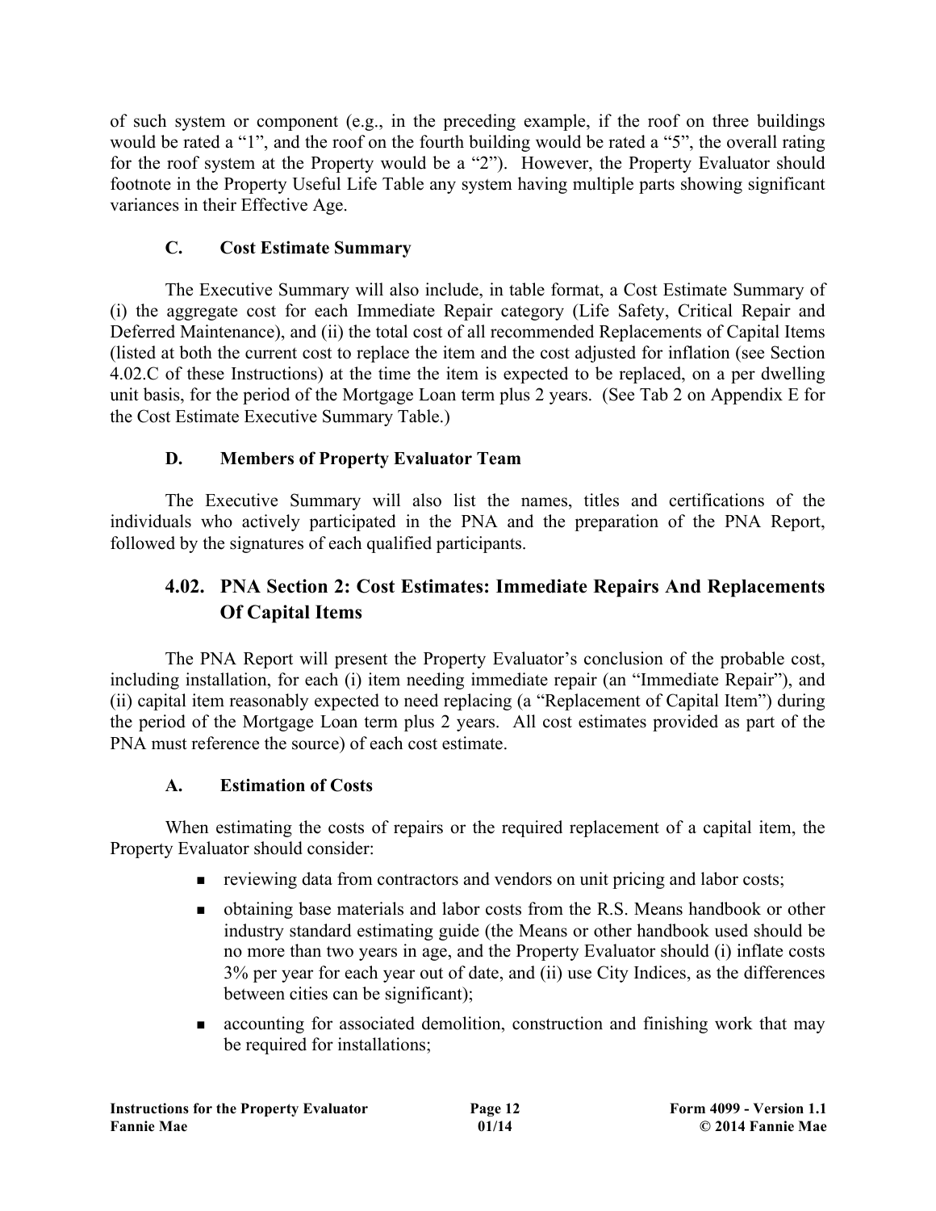of such system or component (e.g., in the preceding example, if the roof on three buildings would be rated a "1", and the roof on the fourth building would be rated a "5", the overall rating for the roof system at the Property would be a "2"). However, the Property Evaluator should footnote in the Property Useful Life Table any system having multiple parts showing significant variances in their Effective Age.

### C. Cost Estimate Summary

The Executive Summary will also include, in table format, a Cost Estimate Summary of (i) the aggregate cost for each Immediate Repair category (Life Safety, Critical Repair and Deferred Maintenance), and (ii) the total cost of all recommended Replacements of Capital Items (listed at both the current cost to replace the item and the cost adjusted for inflation (see Section 4.02.C of these Instructions) at the time the item is expected to be replaced, on a per dwelling unit basis, for the period of the Mortgage Loan term plus 2 years. (See Tab 2 on Appendix E for the Cost Estimate Executive Summary Table.)

### D. Members of Property Evaluator Team

The Executive Summary will also list the names, titles and certifications of the individuals who actively participated in the PNA and the preparation of the PNA Report, followed by the signatures of each qualified participants.

## 4.02. PNA Section 2: Cost Estimates: Immediate Repairs And Replacements Of Capital Items

The PNA Report will present the Property Evaluator's conclusion of the probable cost, including installation, for each (i) item needing immediate repair (an "Immediate Repair"), and (ii) capital item reasonably expected to need replacing (a "Replacement of Capital Item") during the period of the Mortgage Loan term plus 2 years. All cost estimates provided as part of the PNA must reference the source) of each cost estimate.

### A. Estimation of Costs

When estimating the costs of repairs or the required replacement of a capital item, the Property Evaluator should consider:

- reviewing data from contractors and vendors on unit pricing and labor costs;
- obtaining base materials and labor costs from the R.S. Means handbook or other industry standard estimating guide (the Means or other handbook used should be no more than two years in age, and the Property Evaluator should (i) inflate costs 3% per year for each year out of date, and (ii) use City Indices, as the differences between cities can be significant);
- accounting for associated demolition, construction and finishing work that may be required for installations;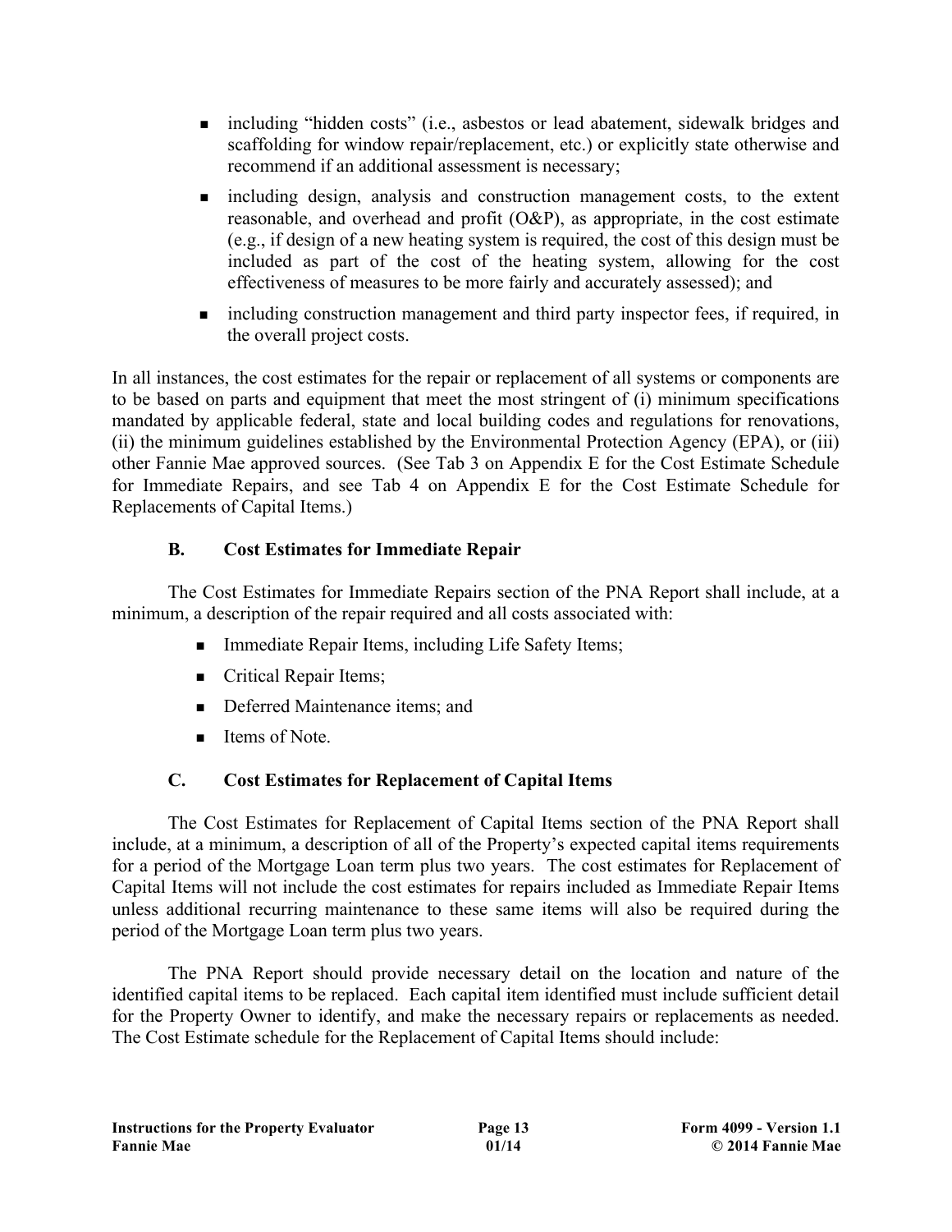- including "hidden costs" (i.e., asbestos or lead abatement, sidewalk bridges and scaffolding for window repair/replacement, etc.) or explicitly state otherwise and recommend if an additional assessment is necessary;
- including design, analysis and construction management costs, to the extent reasonable, and overhead and profit (O&P), as appropriate, in the cost estimate (e.g., if design of a new heating system is required, the cost of this design must be included as part of the cost of the heating system, allowing for the cost effectiveness of measures to be more fairly and accurately assessed); and
- including construction management and third party inspector fees, if required, in the overall project costs.

In all instances, the cost estimates for the repair or replacement of all systems or components are to be based on parts and equipment that meet the most stringent of (i) minimum specifications mandated by applicable federal, state and local building codes and regulations for renovations, (ii) the minimum guidelines established by the Environmental Protection Agency (EPA), or (iii) other Fannie Mae approved sources. (See Tab 3 on Appendix E for the Cost Estimate Schedule for Immediate Repairs, and see Tab 4 on Appendix E for the Cost Estimate Schedule for Replacements of Capital Items.)

### B. Cost Estimates for Immediate Repair

The Cost Estimates for Immediate Repairs section of the PNA Report shall include, at a minimum, a description of the repair required and all costs associated with:

- Immediate Repair Items, including Life Safety Items;
- Critical Repair Items;
- Deferred Maintenance items; and
- Items of Note.

### C. Cost Estimates for Replacement of Capital Items

The Cost Estimates for Replacement of Capital Items section of the PNA Report shall include, at a minimum, a description of all of the Property's expected capital items requirements for a period of the Mortgage Loan term plus two years. The cost estimates for Replacement of Capital Items will not include the cost estimates for repairs included as Immediate Repair Items unless additional recurring maintenance to these same items will also be required during the period of the Mortgage Loan term plus two years.

The PNA Report should provide necessary detail on the location and nature of the identified capital items to be replaced. Each capital item identified must include sufficient detail for the Property Owner to identify, and make the necessary repairs or replacements as needed. The Cost Estimate schedule for the Replacement of Capital Items should include: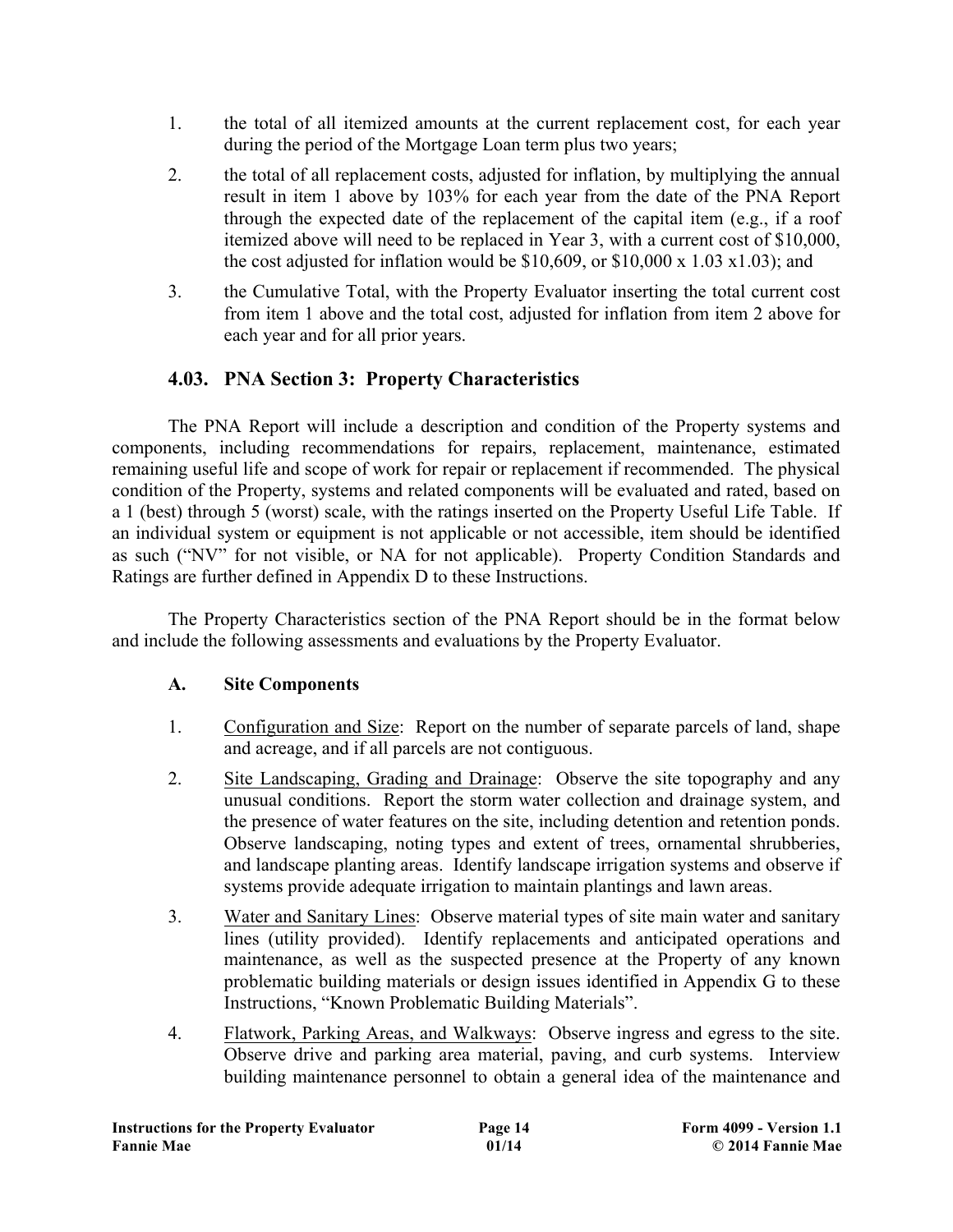1. the total of all itemized amounts at the current replacement cost, for each year during the period of the Mortgage Loan term plus two years;
2. the total of all replacement costs, adjusted for inflation, by multiplying the annual result in item 1 above by 103% for each year from the date of the PNA Report through the expected date of the replacement of the capital item (e.g., if a roof itemized above will need to be replaced in Year 3, with a current cost of $10,000, the cost adjusted for inflation would be $10,609, or $10,000 x 1.03 x1.03); and
3. the Cumulative Total, with the Property Evaluator inserting the total current cost from item 1 above and the total cost, adjusted for inflation from item 2 above for each year and for all prior years.

## 4.03. PNA Section 3: Property Characteristics

The PNA Report will include a description and condition of the Property systems and components, including recommendations for repairs, replacement, maintenance, estimated remaining useful life and scope of work for repair or replacement if recommended. The physical condition of the Property, systems and related components will be evaluated and rated, based on a 1 (best) through 5 (worst) scale, with the ratings inserted on the Property Useful Life Table. If an individual system or equipment is not applicable or not accessible, item should be identified as such ("NV" for not visible, or NA for not applicable). Property Condition Standards and Ratings are further defined in Appendix D to these Instructions.

The Property Characteristics section of the PNA Report should be in the format below and include the following assessments and evaluations by the Property Evaluator.

### A. Site Components

1. Configuration and Size: Report on the number of separate parcels of land, shape and acreage, and if all parcels are not contiguous.
2. Site Landscaping, Grading and Drainage: Observe the site topography and any unusual conditions. Report the storm water collection and drainage system, and the presence of water features on the site, including detention and retention ponds. Observe landscaping, noting types and extent of trees, ornamental shrubberies, and landscape planting areas. Identify landscape irrigation systems and observe if systems provide adequate irrigation to maintain plantings and lawn areas.
3. Water and Sanitary Lines: Observe material types of site main water and sanitary lines (utility provided). Identify replacements and anticipated operations and maintenance, as well as the suspected presence at the Property of any known problematic building materials or design issues identified in Appendix G to these Instructions, "Known Problematic Building Materials".
4. Flatwork, Parking Areas, and Walkways: Observe ingress and egress to the site. Observe drive and parking area material, paving, and curb systems. Interview building maintenance personnel to obtain a general idea of the maintenance and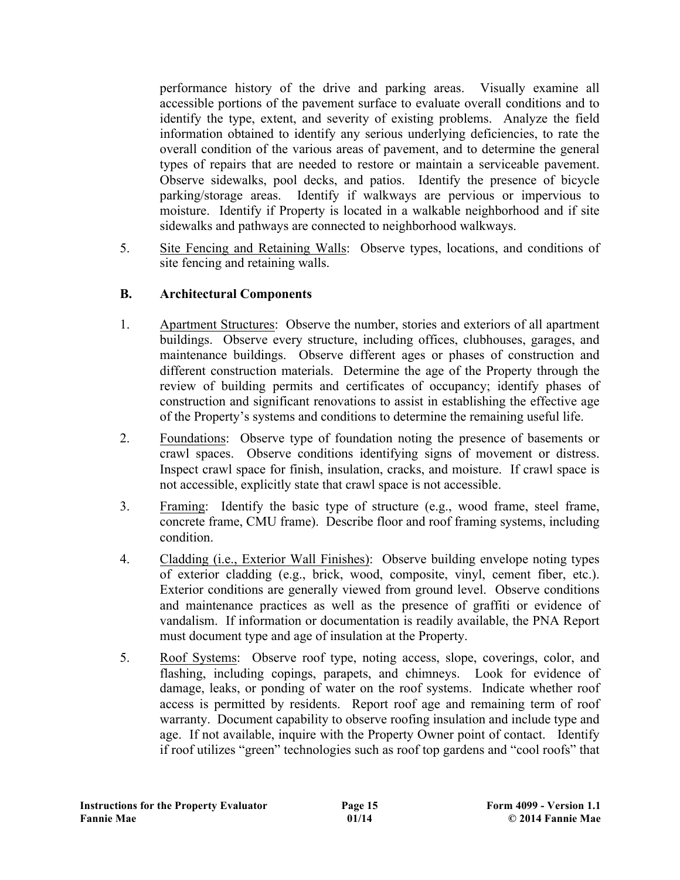performance history of the drive and parking areas. Visually examine all accessible portions of the pavement surface to evaluate overall conditions and to identify the type, extent, and severity of existing problems. Analyze the field information obtained to identify any serious underlying deficiencies, to rate the overall condition of the various areas of pavement, and to determine the general types of repairs that are needed to restore or maintain a serviceable pavement. Observe sidewalks, pool decks, and patios. Identify the presence of bicycle parking/storage areas. Identify if walkways are pervious or impervious to moisture. Identify if Property is located in a walkable neighborhood and if site sidewalks and pathways are connected to neighborhood walkways.

5. Site Fencing and Retaining Walls: Observe types, locations, and conditions of site fencing and retaining walls.

### B. Architectural Components

1. Apartment Structures: Observe the number, stories and exteriors of all apartment buildings. Observe every structure, including offices, clubhouses, garages, and maintenance buildings. Observe different ages or phases of construction and different construction materials. Determine the age of the Property through the review of building permits and certificates of occupancy; identify phases of construction and significant renovations to assist in establishing the effective age of the Property's systems and conditions to determine the remaining useful life.

2. Foundations: Observe type of foundation noting the presence of basements or crawl spaces. Observe conditions identifying signs of movement or distress. Inspect crawl space for finish, insulation, cracks, and moisture. If crawl space is not accessible, explicitly state that crawl space is not accessible.

3. Framing: Identify the basic type of structure (e.g., wood frame, steel frame, concrete frame, CMU frame). Describe floor and roof framing systems, including condition.

4. Cladding (i.e., Exterior Wall Finishes): Observe building envelope noting types of exterior cladding (e.g., brick, wood, composite, vinyl, cement fiber, etc.). Exterior conditions are generally viewed from ground level. Observe conditions and maintenance practices as well as the presence of graffiti or evidence of vandalism. If information or documentation is readily available, the PNA Report must document type and age of insulation at the Property.

5. Roof Systems: Observe roof type, noting access, slope, coverings, color, and flashing, including copings, parapets, and chimneys. Look for evidence of damage, leaks, or ponding of water on the roof systems. Indicate whether roof access is permitted by residents. Report roof age and remaining term of roof warranty. Document capability to observe roofing insulation and include type and age. If not available, inquire with the Property Owner point of contact. Identify if roof utilizes "green" technologies such as roof top gardens and "cool roofs" that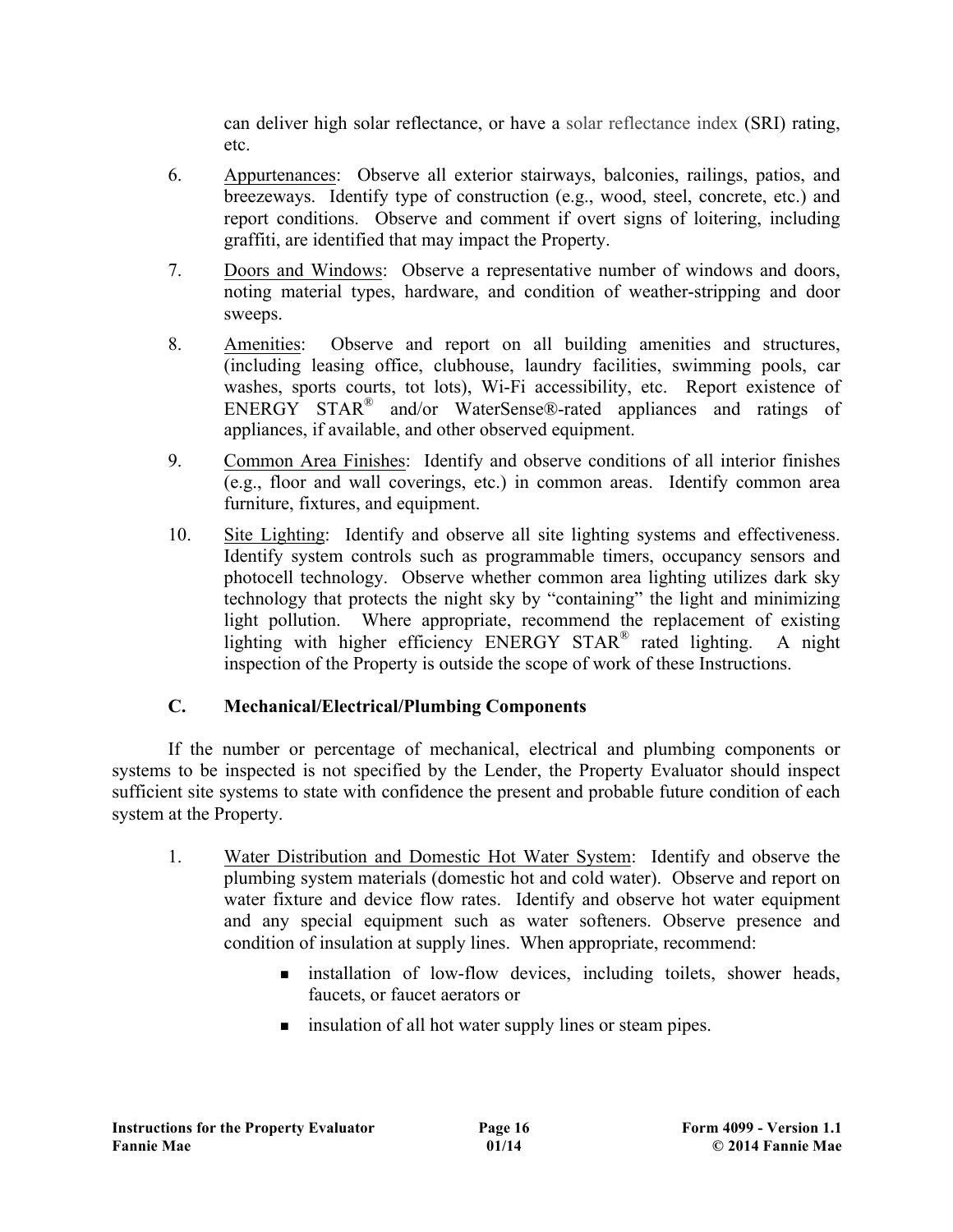can deliver high solar reflectance, or have a solar reflectance index (SRI) rating, etc.

6. Appurtenances: Observe all exterior stairways, balconies, railings, patios, and breezeways. Identify type of construction (e.g., wood, steel, concrete, etc.) and report conditions. Observe and comment if overt signs of loitering, including graffiti, are identified that may impact the Property.

7. Doors and Windows: Observe a representative number of windows and doors, noting material types, hardware, and condition of weather-stripping and door sweeps.

8. Amenities: Observe and report on all building amenities and structures, (including leasing office, clubhouse, laundry facilities, swimming pools, car washes, sports courts, tot lots), Wi-Fi accessibility, etc. Report existence of ENERGY STAR® and/or WaterSense®-rated appliances and ratings of appliances, if available, and other observed equipment.

9. Common Area Finishes: Identify and observe conditions of all interior finishes (e.g., floor and wall coverings, etc.) in common areas. Identify common area furniture, fixtures, and equipment.

10. Site Lighting: Identify and observe all site lighting systems and effectiveness. Identify system controls such as programmable timers, occupancy sensors and photocell technology. Observe whether common area lighting utilizes dark sky technology that protects the night sky by "containing" the light and minimizing light pollution. Where appropriate, recommend the replacement of existing lighting with higher efficiency ENERGY STAR® rated lighting. A night inspection of the Property is outside the scope of work of these Instructions.

### C. Mechanical/Electrical/Plumbing Components

If the number or percentage of mechanical, electrical and plumbing components or systems to be inspected is not specified by the Lender, the Property Evaluator should inspect sufficient site systems to state with confidence the present and probable future condition of each system at the Property.

1. Water Distribution and Domestic Hot Water System: Identify and observe the plumbing system materials (domestic hot and cold water). Observe and report on water fixture and device flow rates. Identify and observe hot water equipment and any special equipment such as water softeners. Observe presence and condition of insulation at supply lines. When appropriate, recommend:

   - installation of low-flow devices, including toilets, shower heads, faucets, or faucet aerators or
   - insulation of all hot water supply lines or steam pipes.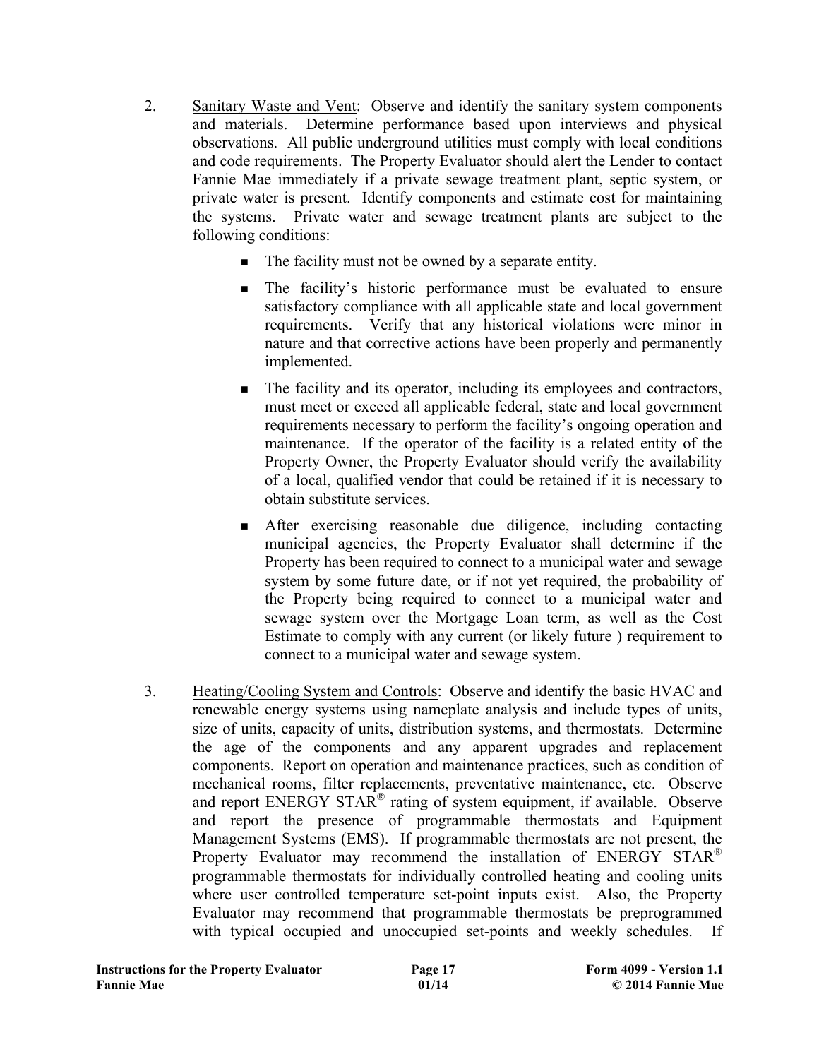2. <u>Sanitary Waste and Vent</u>: Observe and identify the sanitary system components and materials. Determine performance based upon interviews and physical observations. All public underground utilities must comply with local conditions and code requirements. The Property Evaluator should alert the Lender to contact Fannie Mae immediately if a private sewage treatment plant, septic system, or private water is present. Identify components and estimate cost for maintaining the systems. Private water and sewage treatment plants are subject to the following conditions:

   - The facility must not be owned by a separate entity.
   - The facility's historic performance must be evaluated to ensure satisfactory compliance with all applicable state and local government requirements. Verify that any historical violations were minor in nature and that corrective actions have been properly and permanently implemented.
   - The facility and its operator, including its employees and contractors, must meet or exceed all applicable federal, state and local government requirements necessary to perform the facility's ongoing operation and maintenance. If the operator of the facility is a related entity of the Property Owner, the Property Evaluator should verify the availability of a local, qualified vendor that could be retained if it is necessary to obtain substitute services.
   - After exercising reasonable due diligence, including contacting municipal agencies, the Property Evaluator shall determine if the Property has been required to connect to a municipal water and sewage system by some future date, or if not yet required, the probability of the Property being required to connect to a municipal water and sewage system over the Mortgage Loan term, as well as the Cost Estimate to comply with any current (or likely future ) requirement to connect to a municipal water and sewage system.

3. <u>Heating/Cooling System and Controls</u>: Observe and identify the basic HVAC and renewable energy systems using nameplate analysis and include types of units, size of units, capacity of units, distribution systems, and thermostats. Determine the age of the components and any apparent upgrades and replacement components. Report on operation and maintenance practices, such as condition of mechanical rooms, filter replacements, preventative maintenance, etc. Observe and report ENERGY STAR® rating of system equipment, if available. Observe and report the presence of programmable thermostats and Equipment Management Systems (EMS). If programmable thermostats are not present, the Property Evaluator may recommend the installation of ENERGY STAR® programmable thermostats for individually controlled heating and cooling units where user controlled temperature set-point inputs exist. Also, the Property Evaluator may recommend that programmable thermostats be preprogrammed with typical occupied and unoccupied set-points and weekly schedules. If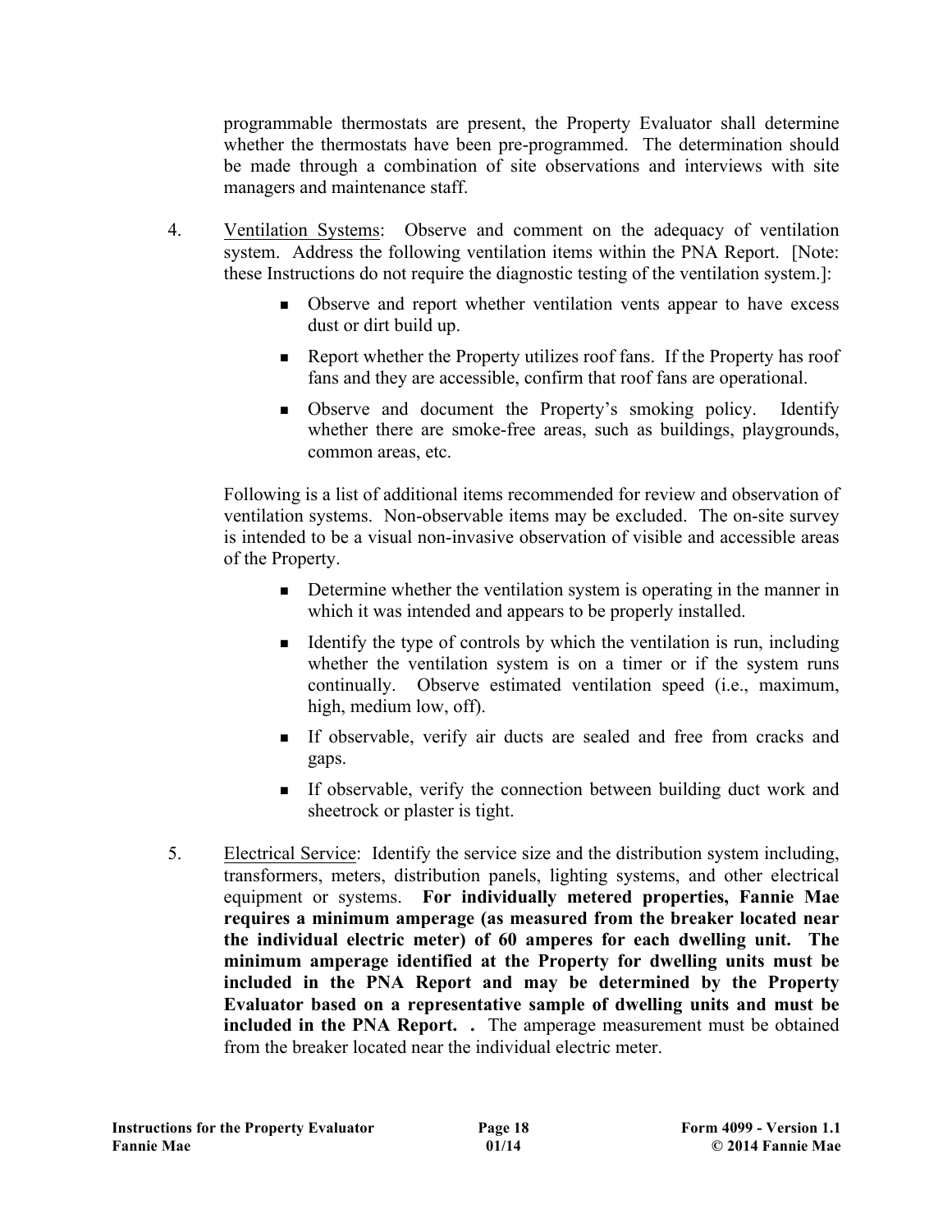programmable thermostats are present, the Property Evaluator shall determine whether the thermostats have been pre-programmed. The determination should be made through a combination of site observations and interviews with site managers and maintenance staff.

4. Ventilation Systems: Observe and comment on the adequacy of ventilation system. Address the following ventilation items within the PNA Report. [Note: these Instructions do not require the diagnostic testing of the ventilation system.]:

   - Observe and report whether ventilation vents appear to have excess dust or dirt build up.
   - Report whether the Property utilizes roof fans. If the Property has roof fans and they are accessible, confirm that roof fans are operational.
   - Observe and document the Property's smoking policy. Identify whether there are smoke-free areas, such as buildings, playgrounds, common areas, etc.

   Following is a list of additional items recommended for review and observation of ventilation systems. Non-observable items may be excluded. The on-site survey is intended to be a visual non-invasive observation of visible and accessible areas of the Property.

   - Determine whether the ventilation system is operating in the manner in which it was intended and appears to be properly installed.
   - Identify the type of controls by which the ventilation is run, including whether the ventilation system is on a timer or if the system runs continually. Observe estimated ventilation speed (i.e., maximum, high, medium low, off).
   - If observable, verify air ducts are sealed and free from cracks and gaps.
   - If observable, verify the connection between building duct work and sheetrock or plaster is tight.

5. Electrical Service: Identify the service size and the distribution system including, transformers, meters, distribution panels, lighting systems, and other electrical equipment or systems. **For individually metered properties, Fannie Mae requires a minimum amperage (as measured from the breaker located near the individual electric meter) of 60 amperes for each dwelling unit. The minimum amperage identified at the Property for dwelling units must be included in the PNA Report and may be determined by the Property Evaluator based on a representative sample of dwelling units and must be included in the PNA Report. .** The amperage measurement must be obtained from the breaker located near the individual electric meter.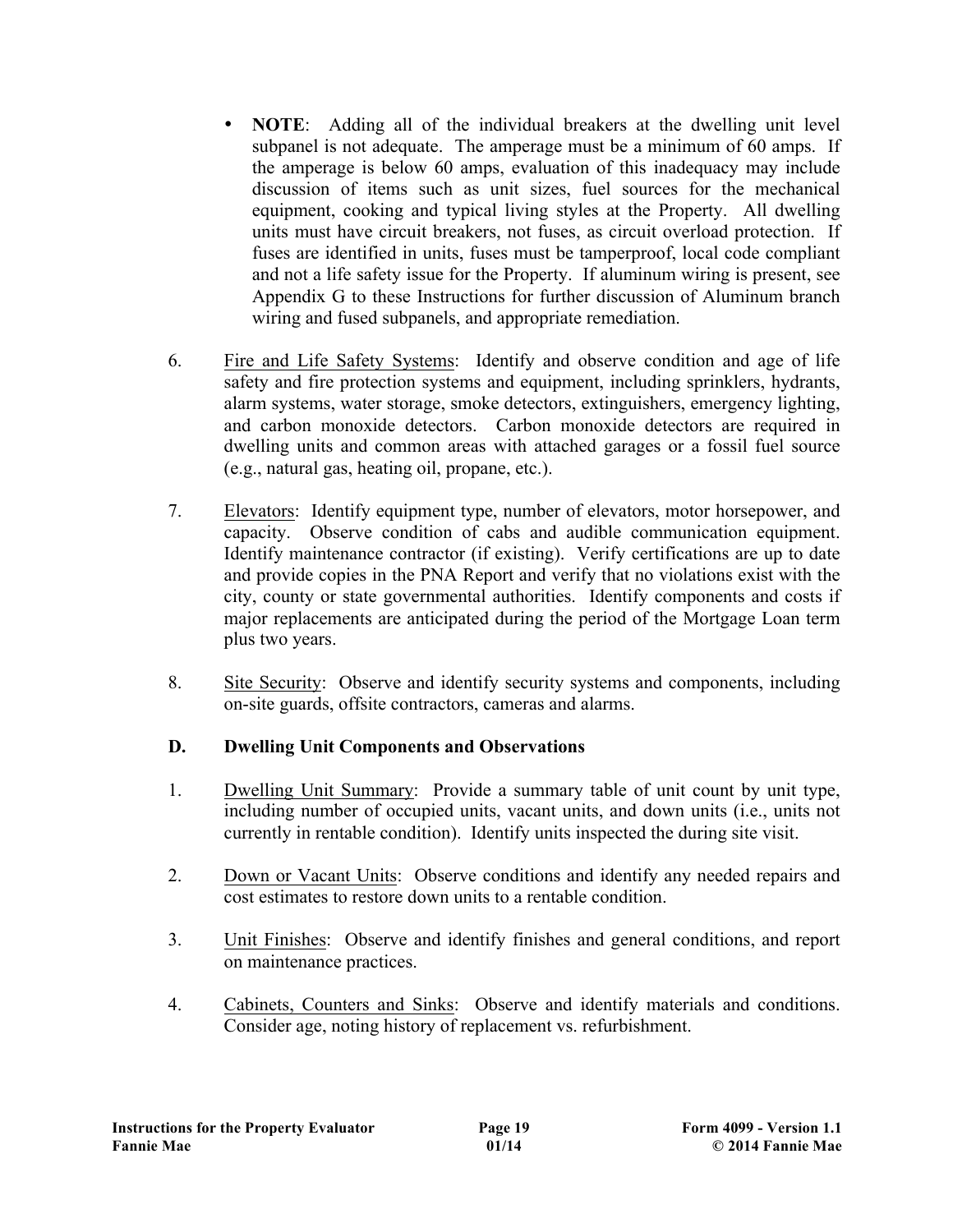- **NOTE**: Adding all of the individual breakers at the dwelling unit level subpanel is not adequate. The amperage must be a minimum of 60 amps. If the amperage is below 60 amps, evaluation of this inadequacy may include discussion of items such as unit sizes, fuel sources for the mechanical equipment, cooking and typical living styles at the Property. All dwelling units must have circuit breakers, not fuses, as circuit overload protection. If fuses are identified in units, fuses must be tamperproof, local code compliant and not a life safety issue for the Property. If aluminum wiring is present, see Appendix G to these Instructions for further discussion of Aluminum branch wiring and fused subpanels, and appropriate remediation.

6. Fire and Life Safety Systems: Identify and observe condition and age of life safety and fire protection systems and equipment, including sprinklers, hydrants, alarm systems, water storage, smoke detectors, extinguishers, emergency lighting, and carbon monoxide detectors. Carbon monoxide detectors are required in dwelling units and common areas with attached garages or a fossil fuel source (e.g., natural gas, heating oil, propane, etc.).

7. Elevators: Identify equipment type, number of elevators, motor horsepower, and capacity. Observe condition of cabs and audible communication equipment. Identify maintenance contractor (if existing). Verify certifications are up to date and provide copies in the PNA Report and verify that no violations exist with the city, county or state governmental authorities. Identify components and costs if major replacements are anticipated during the period of the Mortgage Loan term plus two years.

8. Site Security: Observe and identify security systems and components, including on-site guards, offsite contractors, cameras and alarms.

### D. Dwelling Unit Components and Observations

1. Dwelling Unit Summary: Provide a summary table of unit count by unit type, including number of occupied units, vacant units, and down units (i.e., units not currently in rentable condition). Identify units inspected the during site visit.

2. Down or Vacant Units: Observe conditions and identify any needed repairs and cost estimates to restore down units to a rentable condition.

3. Unit Finishes: Observe and identify finishes and general conditions, and report on maintenance practices.

4. Cabinets, Counters and Sinks: Observe and identify materials and conditions. Consider age, noting history of replacement vs. refurbishment.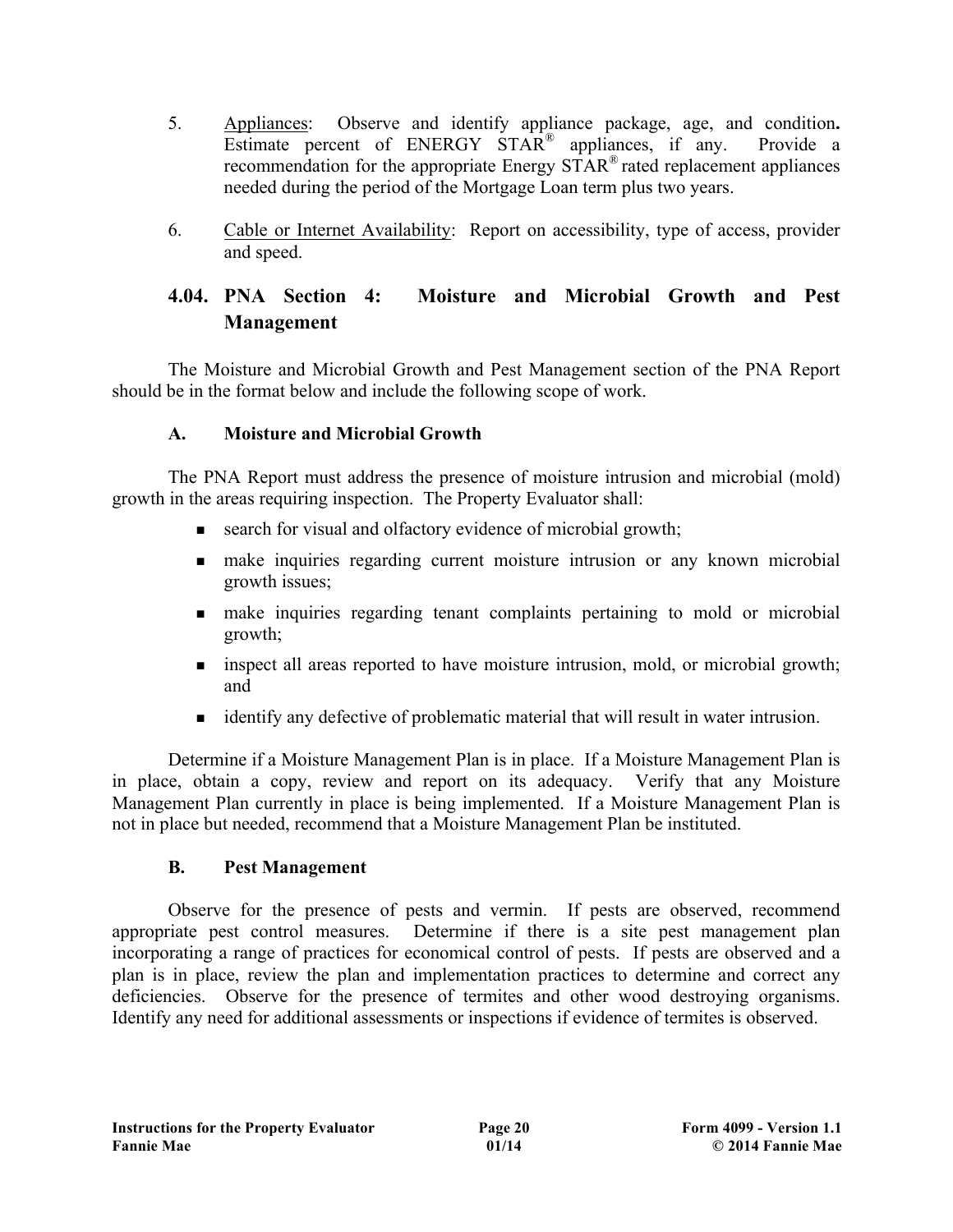5. Appliances: Observe and identify appliance package, age, and condition. Estimate percent of ENERGY STAR® appliances, if any. Provide a recommendation for the appropriate Energy STAR® rated replacement appliances needed during the period of the Mortgage Loan term plus two years.

6. Cable or Internet Availability: Report on accessibility, type of access, provider and speed.

## 4.04. PNA Section 4: Moisture and Microbial Growth and Pest Management

The Moisture and Microbial Growth and Pest Management section of the PNA Report should be in the format below and include the following scope of work.

### A. Moisture and Microbial Growth

The PNA Report must address the presence of moisture intrusion and microbial (mold) growth in the areas requiring inspection. The Property Evaluator shall:

- search for visual and olfactory evidence of microbial growth;
- make inquiries regarding current moisture intrusion or any known microbial growth issues;
- make inquiries regarding tenant complaints pertaining to mold or microbial growth;
- inspect all areas reported to have moisture intrusion, mold, or microbial growth; and
- identify any defective of problematic material that will result in water intrusion.

Determine if a Moisture Management Plan is in place. If a Moisture Management Plan is in place, obtain a copy, review and report on its adequacy. Verify that any Moisture Management Plan currently in place is being implemented. If a Moisture Management Plan is not in place but needed, recommend that a Moisture Management Plan be instituted.

### B. Pest Management

Observe for the presence of pests and vermin. If pests are observed, recommend appropriate pest control measures. Determine if there is a site pest management plan incorporating a range of practices for economical control of pests. If pests are observed and a plan is in place, review the plan and implementation practices to determine and correct any deficiencies. Observe for the presence of termites and other wood destroying organisms. Identify any need for additional assessments or inspections if evidence of termites is observed.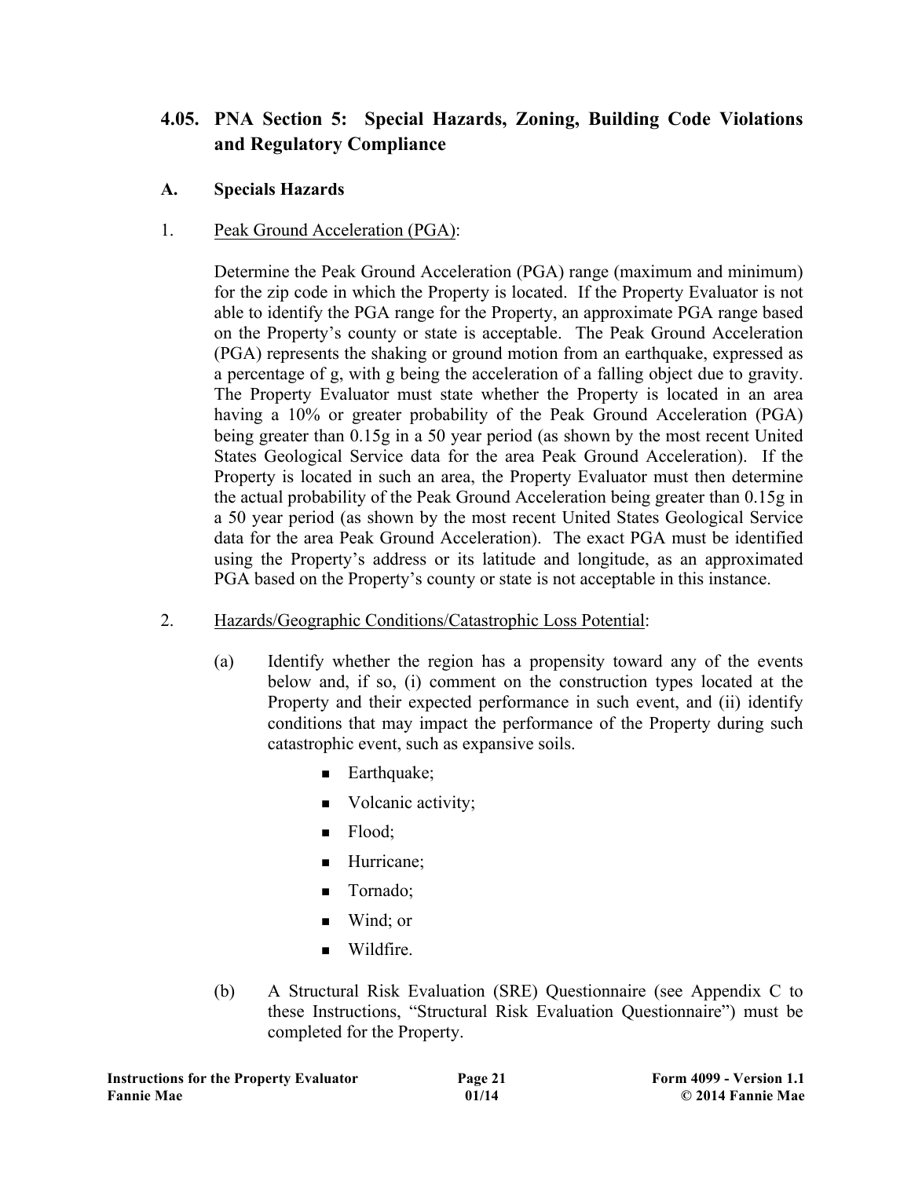## 4.05. PNA Section 5: Special Hazards, Zoning, Building Code Violations and Regulatory Compliance

### A. Specials Hazards

1. Peak Ground Acceleration (PGA):

   Determine the Peak Ground Acceleration (PGA) range (maximum and minimum) for the zip code in which the Property is located. If the Property Evaluator is not able to identify the PGA range for the Property, an approximate PGA range based on the Property's county or state is acceptable. The Peak Ground Acceleration (PGA) represents the shaking or ground motion from an earthquake, expressed as a percentage of g, with g being the acceleration of a falling object due to gravity. The Property Evaluator must state whether the Property is located in an area having a 10% or greater probability of the Peak Ground Acceleration (PGA) being greater than 0.15g in a 50 year period (as shown by the most recent United States Geological Service data for the area Peak Ground Acceleration). If the Property is located in such an area, the Property Evaluator must then determine the actual probability of the Peak Ground Acceleration being greater than 0.15g in a 50 year period (as shown by the most recent United States Geological Service data for the area Peak Ground Acceleration). The exact PGA must be identified using the Property's address or its latitude and longitude, as an approximated PGA based on the Property's county or state is not acceptable in this instance.

2. Hazards/Geographic Conditions/Catastrophic Loss Potential:

   (a) Identify whether the region has a propensity toward any of the events below and, if so, (i) comment on the construction types located at the Property and their expected performance in such event, and (ii) identify conditions that may impact the performance of the Property during such catastrophic event, such as expansive soils.

   - Earthquake;
   - Volcanic activity;
   - Flood;
   - Hurricane;
   - Tornado;
   - Wind; or
   - Wildfire.

   (b) A Structural Risk Evaluation (SRE) Questionnaire (see Appendix C to these Instructions, "Structural Risk Evaluation Questionnaire") must be completed for the Property.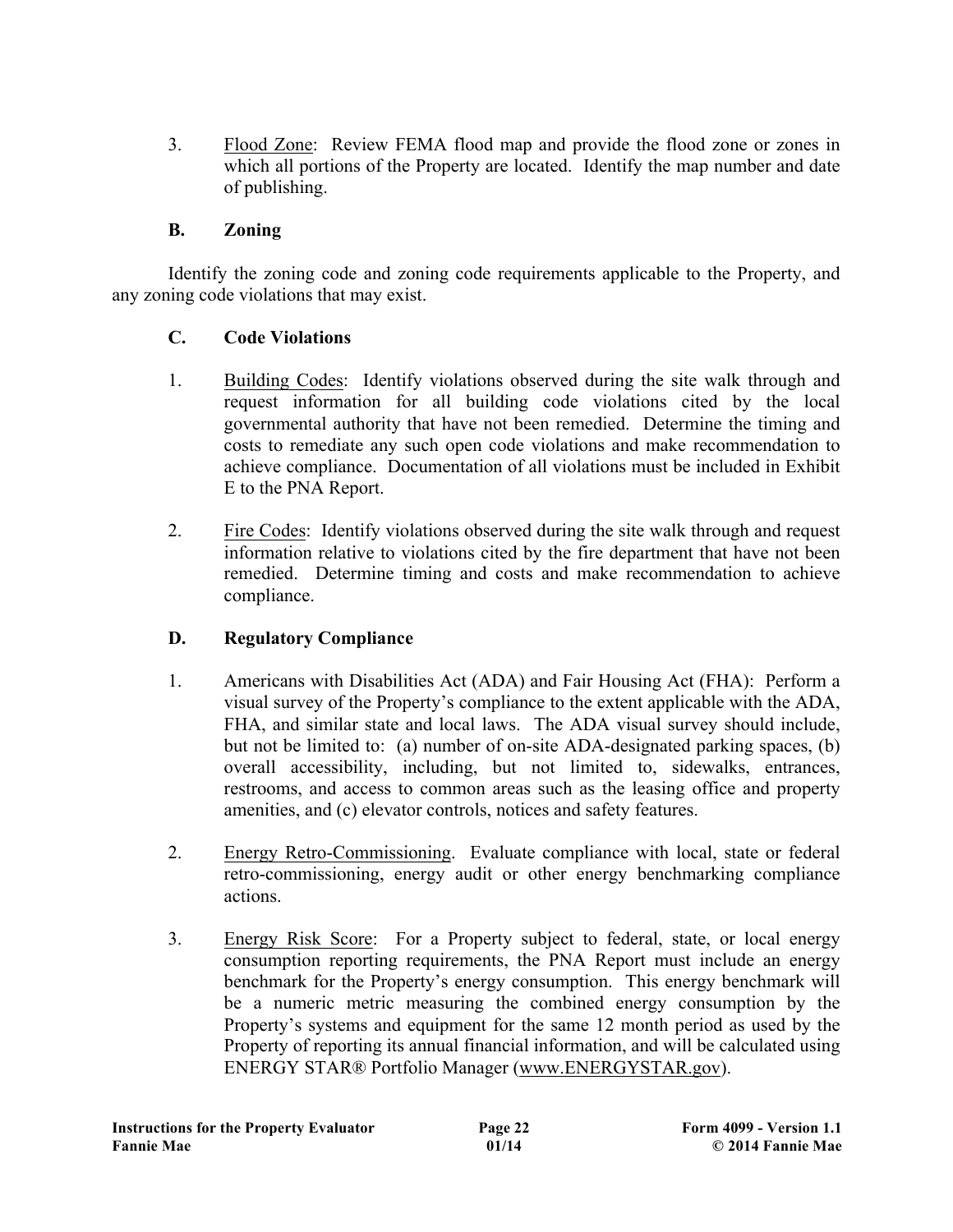3. Flood Zone: Review FEMA flood map and provide the flood zone or zones in which all portions of the Property are located. Identify the map number and date of publishing.

### B. Zoning

Identify the zoning code and zoning code requirements applicable to the Property, and any zoning code violations that may exist.

### C. Code Violations

1. Building Codes: Identify violations observed during the site walk through and request information for all building code violations cited by the local governmental authority that have not been remedied. Determine the timing and costs to remediate any such open code violations and make recommendation to achieve compliance. Documentation of all violations must be included in Exhibit E to the PNA Report.

2. Fire Codes: Identify violations observed during the site walk through and request information relative to violations cited by the fire department that have not been remedied. Determine timing and costs and make recommendation to achieve compliance.

### D. Regulatory Compliance

1. Americans with Disabilities Act (ADA) and Fair Housing Act (FHA): Perform a visual survey of the Property's compliance to the extent applicable with the ADA, FHA, and similar state and local laws. The ADA visual survey should include, but not be limited to: (a) number of on-site ADA-designated parking spaces, (b) overall accessibility, including, but not limited to, sidewalks, entrances, restrooms, and access to common areas such as the leasing office and property amenities, and (c) elevator controls, notices and safety features.

2. Energy Retro-Commissioning. Evaluate compliance with local, state or federal retro-commissioning, energy audit or other energy benchmarking compliance actions.

3. Energy Risk Score: For a Property subject to federal, state, or local energy consumption reporting requirements, the PNA Report must include an energy benchmark for the Property's energy consumption. This energy benchmark will be a numeric metric measuring the combined energy consumption by the Property's systems and equipment for the same 12 month period as used by the Property of reporting its annual financial information, and will be calculated using ENERGY STAR® Portfolio Manager (www.ENERGYSTAR.gov).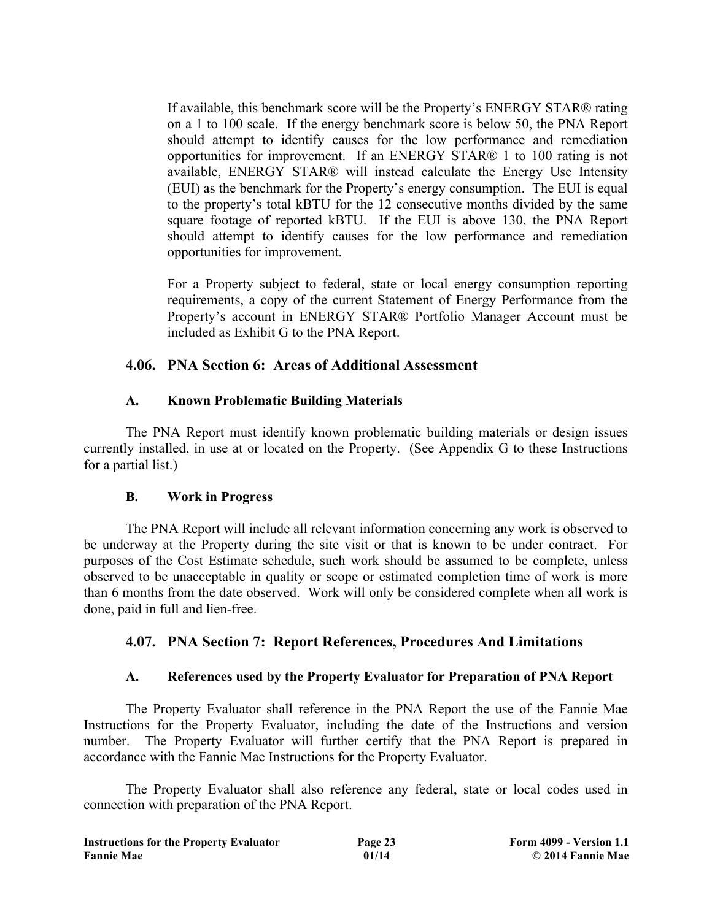If available, this benchmark score will be the Property's ENERGY STAR® rating on a 1 to 100 scale. If the energy benchmark score is below 50, the PNA Report should attempt to identify causes for the low performance and remediation opportunities for improvement. If an ENERGY STAR® 1 to 100 rating is not available, ENERGY STAR® will instead calculate the Energy Use Intensity (EUI) as the benchmark for the Property's energy consumption. The EUI is equal to the property's total kBTU for the 12 consecutive months divided by the same square footage of reported kBTU. If the EUI is above 130, the PNA Report should attempt to identify causes for the low performance and remediation opportunities for improvement.

For a Property subject to federal, state or local energy consumption reporting requirements, a copy of the current Statement of Energy Performance from the Property's account in ENERGY STAR® Portfolio Manager Account must be included as Exhibit G to the PNA Report.

## 4.06. PNA Section 6: Areas of Additional Assessment

### A. Known Problematic Building Materials

The PNA Report must identify known problematic building materials or design issues currently installed, in use at or located on the Property. (See Appendix G to these Instructions for a partial list.)

### B. Work in Progress

The PNA Report will include all relevant information concerning any work is observed to be underway at the Property during the site visit or that is known to be under contract. For purposes of the Cost Estimate schedule, such work should be assumed to be complete, unless observed to be unacceptable in quality or scope or estimated completion time of work is more than 6 months from the date observed. Work will only be considered complete when all work is done, paid in full and lien-free.

## 4.07. PNA Section 7: Report References, Procedures And Limitations

### A. References used by the Property Evaluator for Preparation of PNA Report

The Property Evaluator shall reference in the PNA Report the use of the Fannie Mae Instructions for the Property Evaluator, including the date of the Instructions and version number. The Property Evaluator will further certify that the PNA Report is prepared in accordance with the Fannie Mae Instructions for the Property Evaluator.

The Property Evaluator shall also reference any federal, state or local codes used in connection with preparation of the PNA Report.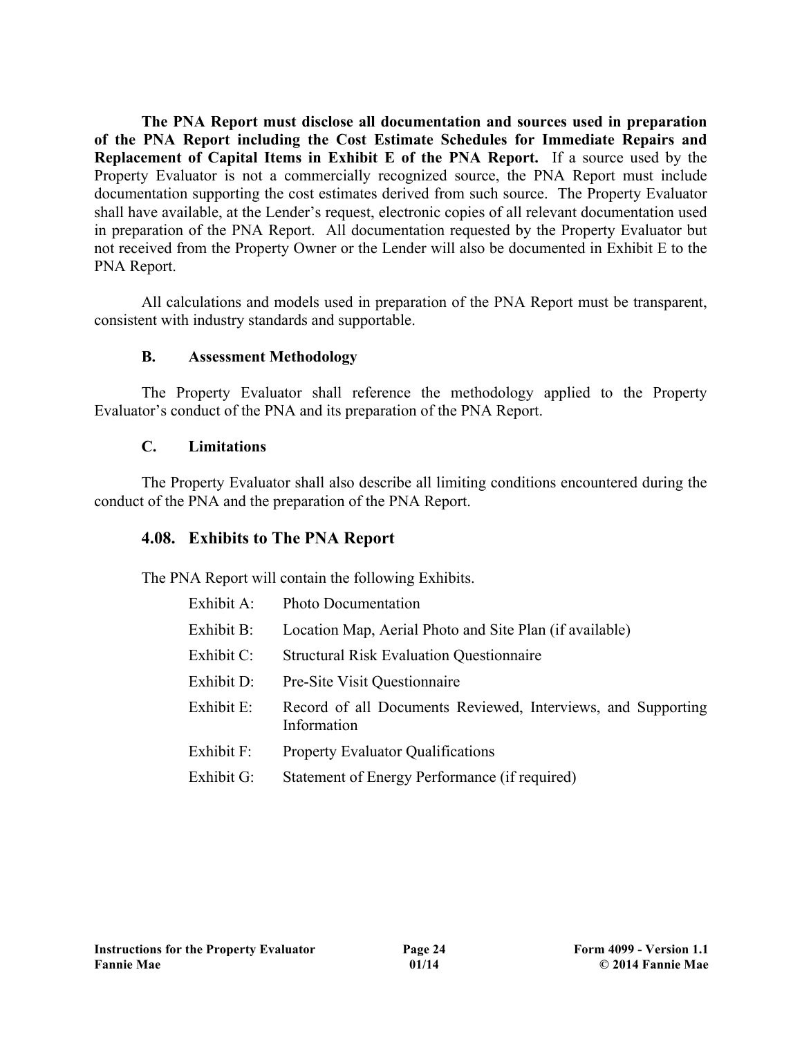**The PNA Report must disclose all documentation and sources used in preparation of the PNA Report including the Cost Estimate Schedules for Immediate Repairs and Replacement of Capital Items in Exhibit E of the PNA Report.** If a source used by the Property Evaluator is not a commercially recognized source, the PNA Report must include documentation supporting the cost estimates derived from such source. The Property Evaluator shall have available, at the Lender's request, electronic copies of all relevant documentation used in preparation of the PNA Report. All documentation requested by the Property Evaluator but not received from the Property Owner or the Lender will also be documented in Exhibit E to the PNA Report.

All calculations and models used in preparation of the PNA Report must be transparent, consistent with industry standards and supportable.

**B. Assessment Methodology**

The Property Evaluator shall reference the methodology applied to the Property Evaluator's conduct of the PNA and its preparation of the PNA Report.

**C. Limitations**

The Property Evaluator shall also describe all limiting conditions encountered during the conduct of the PNA and the preparation of the PNA Report.

## 4.08. Exhibits to The PNA Report

The PNA Report will contain the following Exhibits.

- Exhibit A: Photo Documentation
- Exhibit B: Location Map, Aerial Photo and Site Plan (if available)
- Exhibit C: Structural Risk Evaluation Questionnaire
- Exhibit D: Pre-Site Visit Questionnaire
- Exhibit E: Record of all Documents Reviewed, Interviews, and Supporting Information
- Exhibit F: Property Evaluator Qualifications
- Exhibit G: Statement of Energy Performance (if required)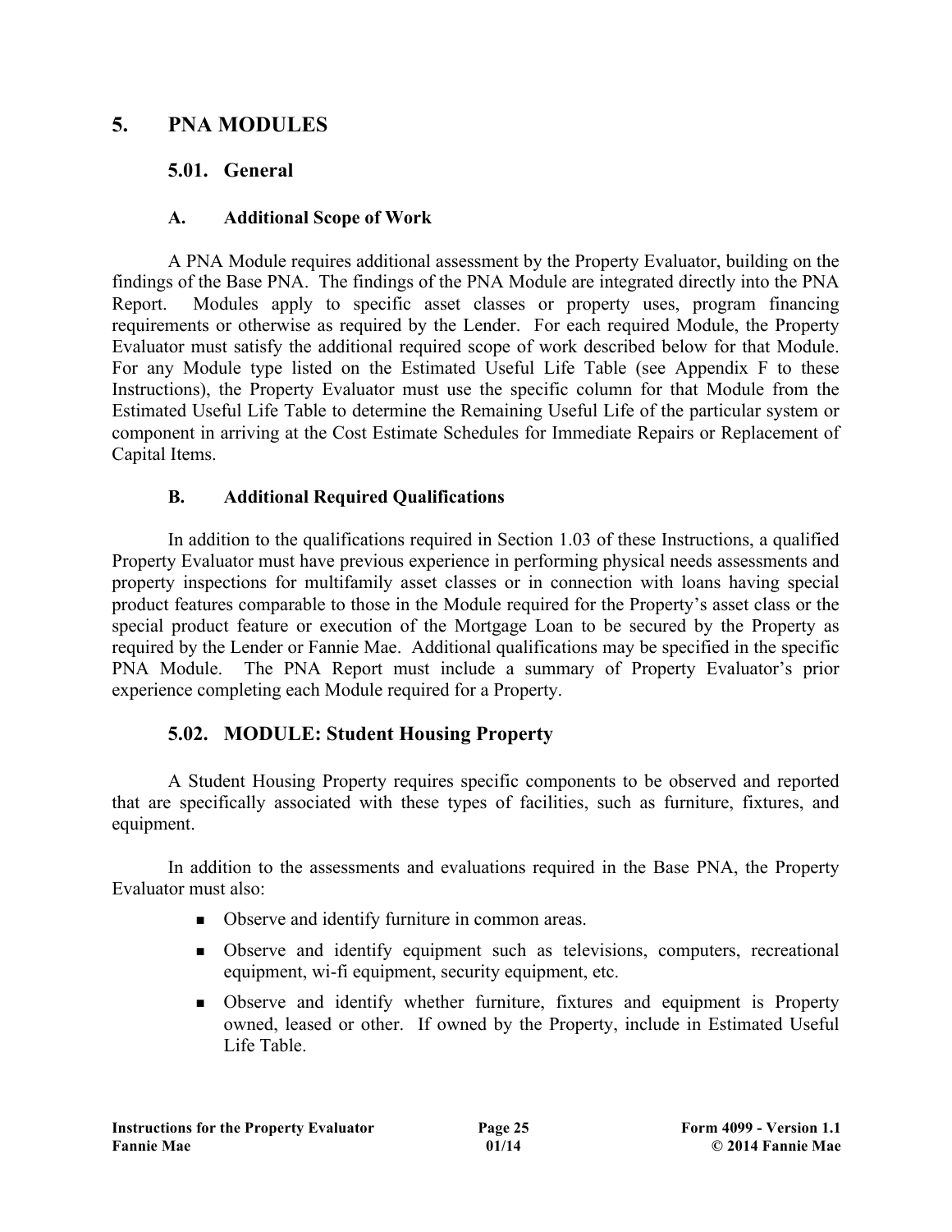# 5. PNA MODULES

## 5.01. General

### A. Additional Scope of Work

A PNA Module requires additional assessment by the Property Evaluator, building on the findings of the Base PNA. The findings of the PNA Module are integrated directly into the PNA Report. Modules apply to specific asset classes or property uses, program financing requirements or otherwise as required by the Lender. For each required Module, the Property Evaluator must satisfy the additional required scope of work described below for that Module. For any Module type listed on the Estimated Useful Life Table (see Appendix F to these Instructions), the Property Evaluator must use the specific column for that Module from the Estimated Useful Life Table to determine the Remaining Useful Life of the particular system or component in arriving at the Cost Estimate Schedules for Immediate Repairs or Replacement of Capital Items.

### B. Additional Required Qualifications

In addition to the qualifications required in Section 1.03 of these Instructions, a qualified Property Evaluator must have previous experience in performing physical needs assessments and property inspections for multifamily asset classes or in connection with loans having special product features comparable to those in the Module required for the Property's asset class or the special product feature or execution of the Mortgage Loan to be secured by the Property as required by the Lender or Fannie Mae. Additional qualifications may be specified in the specific PNA Module. The PNA Report must include a summary of Property Evaluator's prior experience completing each Module required for a Property.

## 5.02. MODULE: Student Housing Property

A Student Housing Property requires specific components to be observed and reported that are specifically associated with these types of facilities, such as furniture, fixtures, and equipment.

In addition to the assessments and evaluations required in the Base PNA, the Property Evaluator must also:

- Observe and identify furniture in common areas.
- Observe and identify equipment such as televisions, computers, recreational equipment, wi-fi equipment, security equipment, etc.
- Observe and identify whether furniture, fixtures and equipment is Property owned, leased or other. If owned by the Property, include in Estimated Useful Life Table.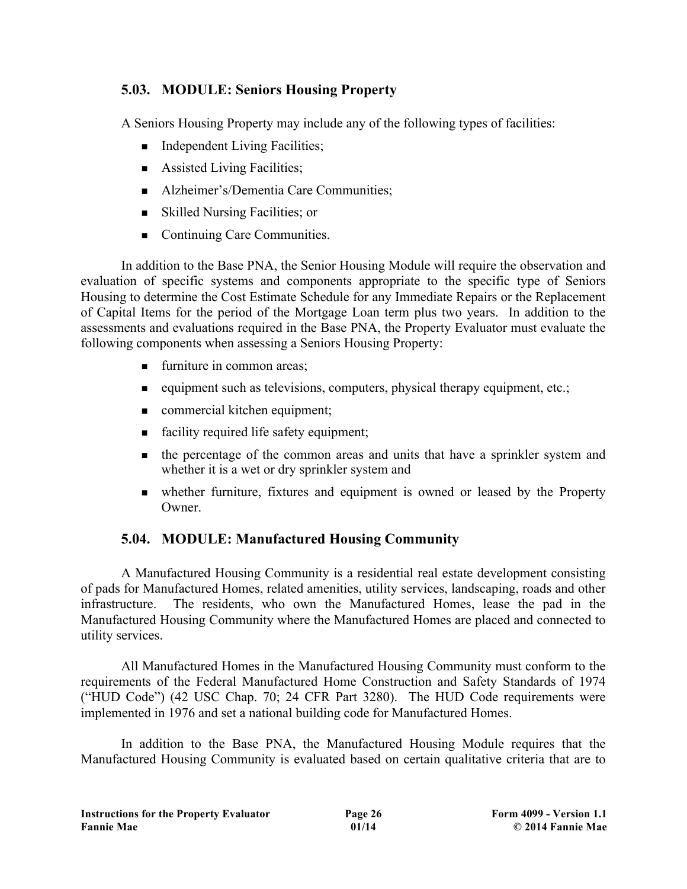### 5.03. MODULE: Seniors Housing Property

A Seniors Housing Property may include any of the following types of facilities:

- Independent Living Facilities;
- Assisted Living Facilities;
- Alzheimer's/Dementia Care Communities;
- Skilled Nursing Facilities; or
- Continuing Care Communities.

In addition to the Base PNA, the Senior Housing Module will require the observation and evaluation of specific systems and components appropriate to the specific type of Seniors Housing to determine the Cost Estimate Schedule for any Immediate Repairs or the Replacement of Capital Items for the period of the Mortgage Loan term plus two years. In addition to the assessments and evaluations required in the Base PNA, the Property Evaluator must evaluate the following components when assessing a Seniors Housing Property:

- furniture in common areas;
- equipment such as televisions, computers, physical therapy equipment, etc.;
- commercial kitchen equipment;
- facility required life safety equipment;
- the percentage of the common areas and units that have a sprinkler system and whether it is a wet or dry sprinkler system and
- whether furniture, fixtures and equipment is owned or leased by the Property Owner.

### 5.04. MODULE: Manufactured Housing Community

A Manufactured Housing Community is a residential real estate development consisting of pads for Manufactured Homes, related amenities, utility services, landscaping, roads and other infrastructure. The residents, who own the Manufactured Homes, lease the pad in the Manufactured Housing Community where the Manufactured Homes are placed and connected to utility services.

All Manufactured Homes in the Manufactured Housing Community must conform to the requirements of the Federal Manufactured Home Construction and Safety Standards of 1974 ("HUD Code") (42 USC Chap. 70; 24 CFR Part 3280). The HUD Code requirements were implemented in 1976 and set a national building code for Manufactured Homes.

In addition to the Base PNA, the Manufactured Housing Module requires that the Manufactured Housing Community is evaluated based on certain qualitative criteria that are to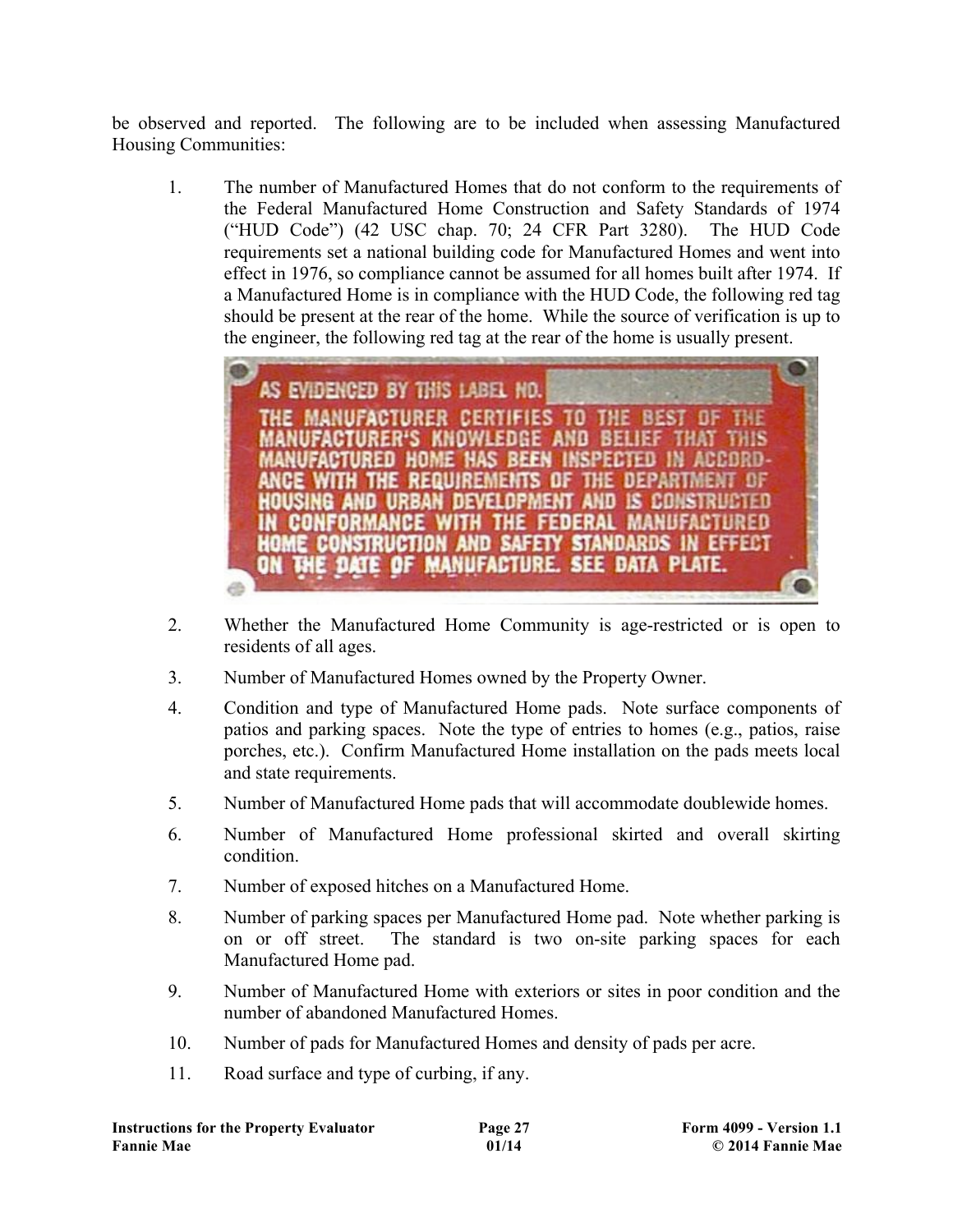be observed and reported. The following are to be included when assessing Manufactured Housing Communities:

1. The number of Manufactured Homes that do not conform to the requirements of the Federal Manufactured Home Construction and Safety Standards of 1974 ("HUD Code") (42 USC chap. 70; 24 CFR Part 3280). The HUD Code requirements set a national building code for Manufactured Homes and went into effect in 1976, so compliance cannot be assumed for all homes built after 1974. If a Manufactured Home is in compliance with the HUD Code, the following red tag should be present at the rear of the home. While the source of verification is up to the engineer, the following red tag at the rear of the home is usually present.

   > AS EVIDENCED BY THIS LABEL NO.
   > THE MANUFACTURER CERTIFIES TO THE BEST OF THE MANUFACTURER'S KNOWLEDGE AND BELIEF THAT THIS MANUFACTURED HOME HAS BEEN INSPECTED IN ACCORDANCE WITH THE REQUIREMENTS OF THE DEPARTMENT OF HOUSING AND URBAN DEVELOPMENT AND IS CONSTRUCTED IN CONFORMANCE WITH THE FEDERAL MANUFACTURED HOME CONSTRUCTION AND SAFETY STANDARDS IN EFFECT ON THE DATE OF MANUFACTURE. SEE DATA PLATE.

2. Whether the Manufactured Home Community is age-restricted or is open to residents of all ages.
3. Number of Manufactured Homes owned by the Property Owner.
4. Condition and type of Manufactured Home pads. Note surface components of patios and parking spaces. Note the type of entries to homes (e.g., patios, raise porches, etc.). Confirm Manufactured Home installation on the pads meets local and state requirements.
5. Number of Manufactured Home pads that will accommodate doublewide homes.
6. Number of Manufactured Home professional skirted and overall skirting condition.
7. Number of exposed hitches on a Manufactured Home.
8. Number of parking spaces per Manufactured Home pad. Note whether parking is on or off street. The standard is two on-site parking spaces for each Manufactured Home pad.
9. Number of Manufactured Home with exteriors or sites in poor condition and the number of abandoned Manufactured Homes.
10. Number of pads for Manufactured Homes and density of pads per acre.
11. Road surface and type of curbing, if any.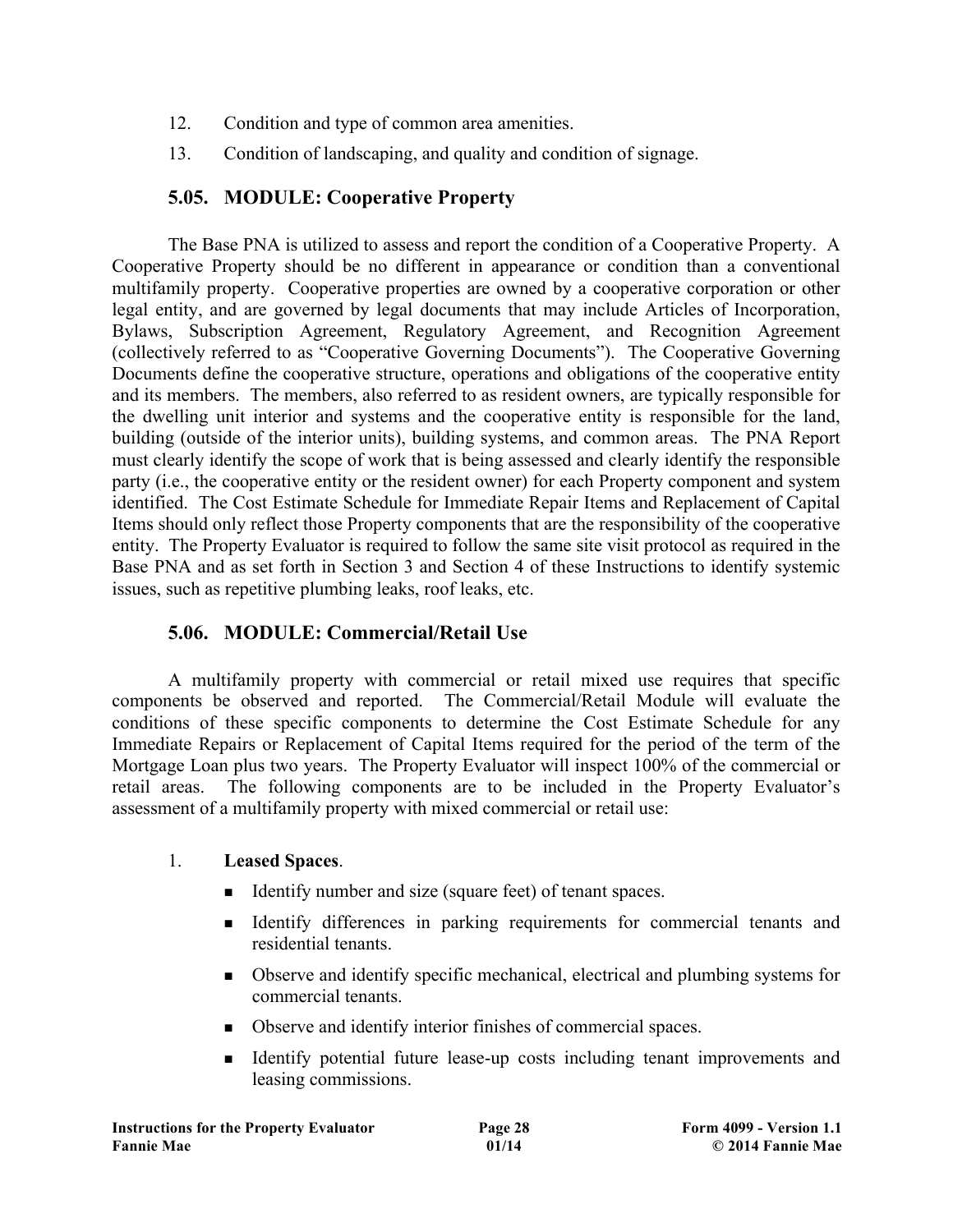12. Condition and type of common area amenities.
13. Condition of landscaping, and quality and condition of signage.

## 5.05. MODULE: Cooperative Property

The Base PNA is utilized to assess and report the condition of a Cooperative Property. A Cooperative Property should be no different in appearance or condition than a conventional multifamily property. Cooperative properties are owned by a cooperative corporation or other legal entity, and are governed by legal documents that may include Articles of Incorporation, Bylaws, Subscription Agreement, Regulatory Agreement, and Recognition Agreement (collectively referred to as "Cooperative Governing Documents"). The Cooperative Governing Documents define the cooperative structure, operations and obligations of the cooperative entity and its members. The members, also referred to as resident owners, are typically responsible for the dwelling unit interior and systems and the cooperative entity is responsible for the land, building (outside of the interior units), building systems, and common areas. The PNA Report must clearly identify the scope of work that is being assessed and clearly identify the responsible party (i.e., the cooperative entity or the resident owner) for each Property component and system identified. The Cost Estimate Schedule for Immediate Repair Items and Replacement of Capital Items should only reflect those Property components that are the responsibility of the cooperative entity. The Property Evaluator is required to follow the same site visit protocol as required in the Base PNA and as set forth in Section 3 and Section 4 of these Instructions to identify systemic issues, such as repetitive plumbing leaks, roof leaks, etc.

## 5.06. MODULE: Commercial/Retail Use

A multifamily property with commercial or retail mixed use requires that specific components be observed and reported. The Commercial/Retail Module will evaluate the conditions of these specific components to determine the Cost Estimate Schedule for any Immediate Repairs or Replacement of Capital Items required for the period of the term of the Mortgage Loan plus two years. The Property Evaluator will inspect 100% of the commercial or retail areas. The following components are to be included in the Property Evaluator's assessment of a multifamily property with mixed commercial or retail use:

1. **Leased Spaces**.
   - Identify number and size (square feet) of tenant spaces.
   - Identify differences in parking requirements for commercial tenants and residential tenants.
   - Observe and identify specific mechanical, electrical and plumbing systems for commercial tenants.
   - Observe and identify interior finishes of commercial spaces.
   - Identify potential future lease-up costs including tenant improvements and leasing commissions.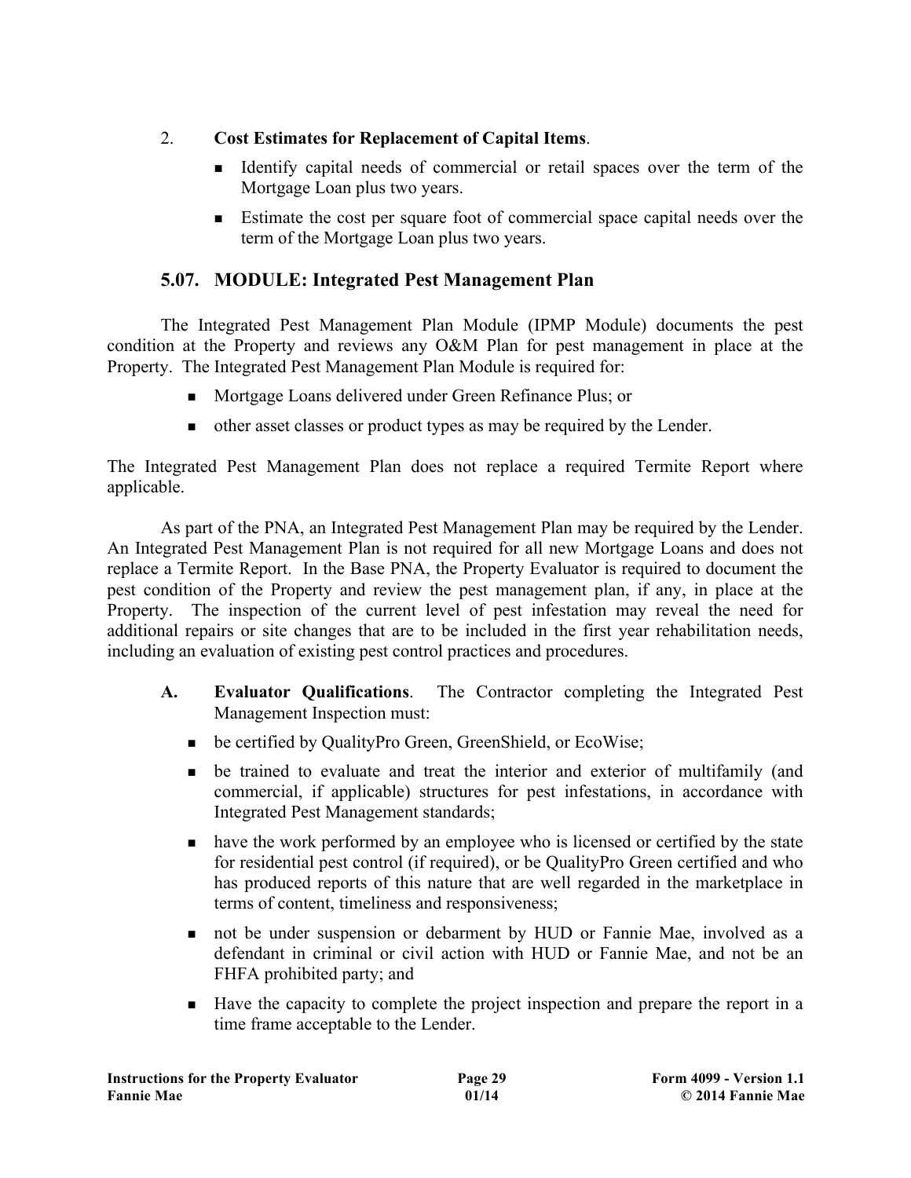2. **Cost Estimates for Replacement of Capital Items**.

- Identify capital needs of commercial or retail spaces over the term of the Mortgage Loan plus two years.
- Estimate the cost per square foot of commercial space capital needs over the term of the Mortgage Loan plus two years.

## 5.07. MODULE: Integrated Pest Management Plan

The Integrated Pest Management Plan Module (IPMP Module) documents the pest condition at the Property and reviews any O&M Plan for pest management in place at the Property. The Integrated Pest Management Plan Module is required for:

- Mortgage Loans delivered under Green Refinance Plus; or
- other asset classes or product types as may be required by the Lender.

The Integrated Pest Management Plan does not replace a required Termite Report where applicable.

As part of the PNA, an Integrated Pest Management Plan may be required by the Lender. An Integrated Pest Management Plan is not required for all new Mortgage Loans and does not replace a Termite Report. In the Base PNA, the Property Evaluator is required to document the pest condition of the Property and review the pest management plan, if any, in place at the Property. The inspection of the current level of pest infestation may reveal the need for additional repairs or site changes that are to be included in the first year rehabilitation needs, including an evaluation of existing pest control practices and procedures.

**A. Evaluator Qualifications**. The Contractor completing the Integrated Pest Management Inspection must:

- be certified by QualityPro Green, GreenShield, or EcoWise;
- be trained to evaluate and treat the interior and exterior of multifamily (and commercial, if applicable) structures for pest infestations, in accordance with Integrated Pest Management standards;
- have the work performed by an employee who is licensed or certified by the state for residential pest control (if required), or be QualityPro Green certified and who has produced reports of this nature that are well regarded in the marketplace in terms of content, timeliness and responsiveness;
- not be under suspension or debarment by HUD or Fannie Mae, involved as a defendant in criminal or civil action with HUD or Fannie Mae, and not be an FHFA prohibited party; and
- Have the capacity to complete the project inspection and prepare the report in a time frame acceptable to the Lender.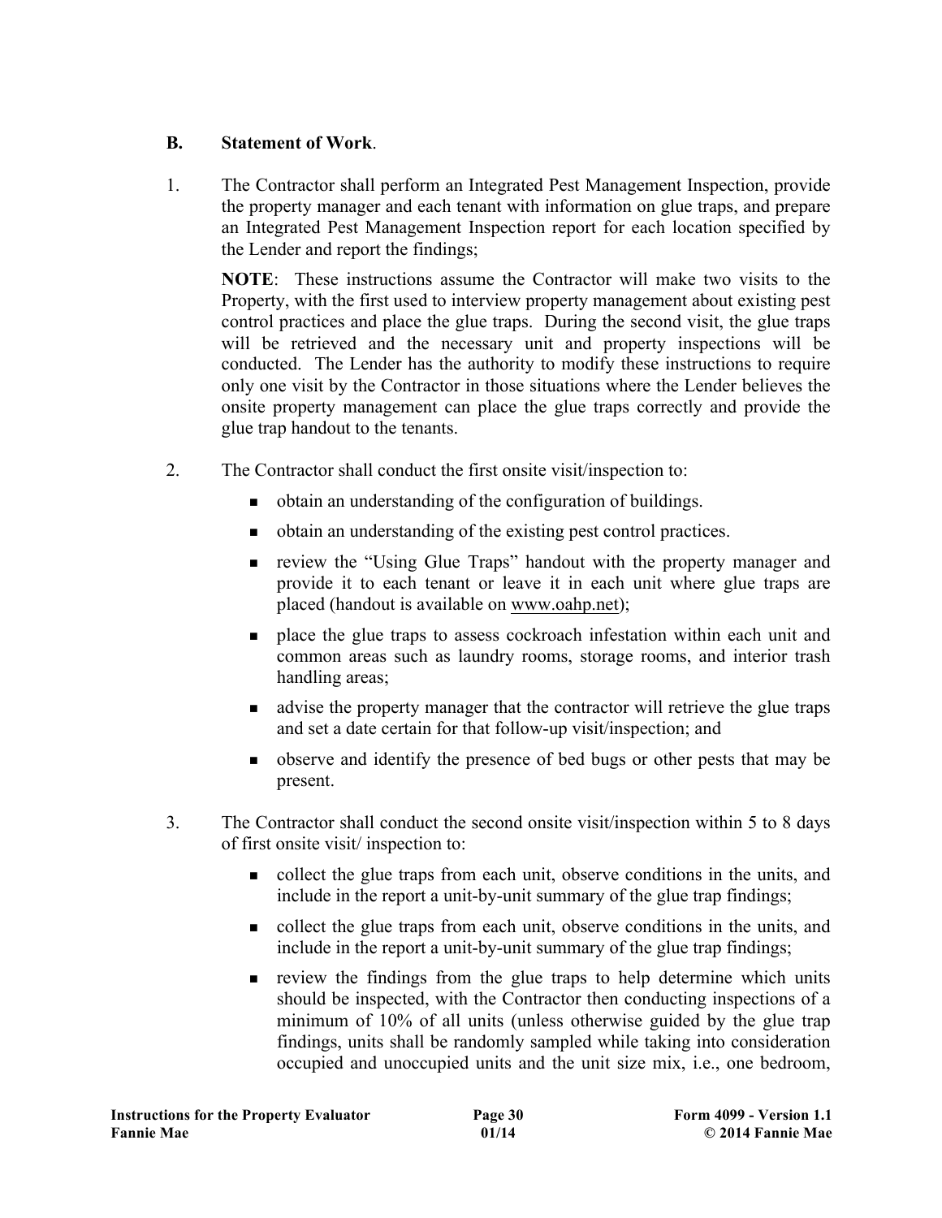**B. Statement of Work.**

1. The Contractor shall perform an Integrated Pest Management Inspection, provide the property manager and each tenant with information on glue traps, and prepare an Integrated Pest Management Inspection report for each location specified by the Lender and report the findings;

   **NOTE**: These instructions assume the Contractor will make two visits to the Property, with the first used to interview property management about existing pest control practices and place the glue traps. During the second visit, the glue traps will be retrieved and the necessary unit and property inspections will be conducted. The Lender has the authority to modify these instructions to require only one visit by the Contractor in those situations where the Lender believes the onsite property management can place the glue traps correctly and provide the glue trap handout to the tenants.

2. The Contractor shall conduct the first onsite visit/inspection to:

   - obtain an understanding of the configuration of buildings.
   - obtain an understanding of the existing pest control practices.
   - review the "Using Glue Traps" handout with the property manager and provide it to each tenant or leave it in each unit where glue traps are placed (handout is available on www.oahp.net);
   - place the glue traps to assess cockroach infestation within each unit and common areas such as laundry rooms, storage rooms, and interior trash handling areas;
   - advise the property manager that the contractor will retrieve the glue traps and set a date certain for that follow-up visit/inspection; and
   - observe and identify the presence of bed bugs or other pests that may be present.

3. The Contractor shall conduct the second onsite visit/inspection within 5 to 8 days of first onsite visit/ inspection to:

   - collect the glue traps from each unit, observe conditions in the units, and include in the report a unit-by-unit summary of the glue trap findings;
   - collect the glue traps from each unit, observe conditions in the units, and include in the report a unit-by-unit summary of the glue trap findings;
   - review the findings from the glue traps to help determine which units should be inspected, with the Contractor then conducting inspections of a minimum of 10% of all units (unless otherwise guided by the glue trap findings, units shall be randomly sampled while taking into consideration occupied and unoccupied units and the unit size mix, i.e., one bedroom,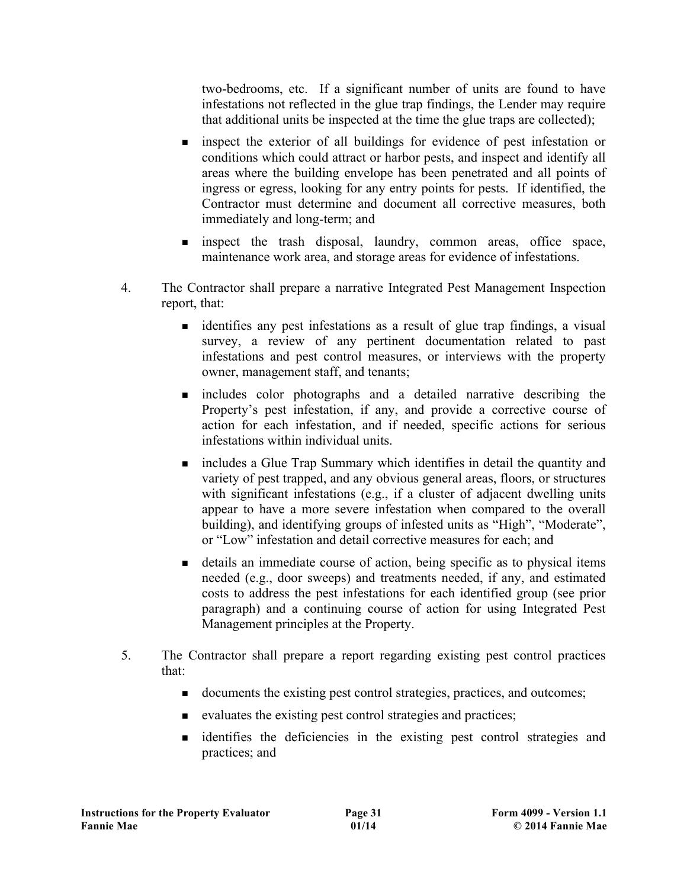two-bedrooms, etc. If a significant number of units are found to have infestations not reflected in the glue trap findings, the Lender may require that additional units be inspected at the time the glue traps are collected);

- inspect the exterior of all buildings for evidence of pest infestation or conditions which could attract or harbor pests, and inspect and identify all areas where the building envelope has been penetrated and all points of ingress or egress, looking for any entry points for pests. If identified, the Contractor must determine and document all corrective measures, both immediately and long-term; and
- inspect the trash disposal, laundry, common areas, office space, maintenance work area, and storage areas for evidence of infestations.

4. The Contractor shall prepare a narrative Integrated Pest Management Inspection report, that:
   - identifies any pest infestations as a result of glue trap findings, a visual survey, a review of any pertinent documentation related to past infestations and pest control measures, or interviews with the property owner, management staff, and tenants;
   - includes color photographs and a detailed narrative describing the Property's pest infestation, if any, and provide a corrective course of action for each infestation, and if needed, specific actions for serious infestations within individual units.
   - includes a Glue Trap Summary which identifies in detail the quantity and variety of pest trapped, and any obvious general areas, floors, or structures with significant infestations (e.g., if a cluster of adjacent dwelling units appear to have a more severe infestation when compared to the overall building), and identifying groups of infested units as "High", "Moderate", or "Low" infestation and detail corrective measures for each; and
   - details an immediate course of action, being specific as to physical items needed (e.g., door sweeps) and treatments needed, if any, and estimated costs to address the pest infestations for each identified group (see prior paragraph) and a continuing course of action for using Integrated Pest Management principles at the Property.

5. The Contractor shall prepare a report regarding existing pest control practices that:
   - documents the existing pest control strategies, practices, and outcomes;
   - evaluates the existing pest control strategies and practices;
   - identifies the deficiencies in the existing pest control strategies and practices; and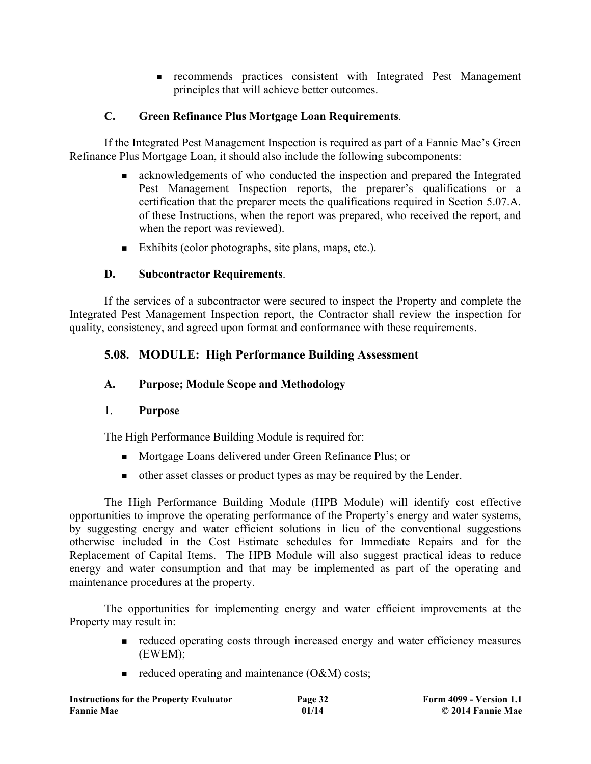- recommends practices consistent with Integrated Pest Management principles that will achieve better outcomes.

### C. Green Refinance Plus Mortgage Loan Requirements.

If the Integrated Pest Management Inspection is required as part of a Fannie Mae's Green Refinance Plus Mortgage Loan, it should also include the following subcomponents:

- acknowledgements of who conducted the inspection and prepared the Integrated Pest Management Inspection reports, the preparer's qualifications or a certification that the preparer meets the qualifications required in Section 5.07.A. of these Instructions, when the report was prepared, who received the report, and when the report was reviewed).
- Exhibits (color photographs, site plans, maps, etc.).

### D. Subcontractor Requirements.

If the services of a subcontractor were secured to inspect the Property and complete the Integrated Pest Management Inspection report, the Contractor shall review the inspection for quality, consistency, and agreed upon format and conformance with these requirements.

## 5.08. MODULE: High Performance Building Assessment

### A. Purpose; Module Scope and Methodology

#### 1. Purpose

The High Performance Building Module is required for:

- Mortgage Loans delivered under Green Refinance Plus; or
- other asset classes or product types as may be required by the Lender.

The High Performance Building Module (HPB Module) will identify cost effective opportunities to improve the operating performance of the Property's energy and water systems, by suggesting energy and water efficient solutions in lieu of the conventional suggestions otherwise included in the Cost Estimate schedules for Immediate Repairs and for the Replacement of Capital Items. The HPB Module will also suggest practical ideas to reduce energy and water consumption and that may be implemented as part of the operating and maintenance procedures at the property.

The opportunities for implementing energy and water efficient improvements at the Property may result in:

- reduced operating costs through increased energy and water efficiency measures (EWEM);
- reduced operating and maintenance (O&M) costs;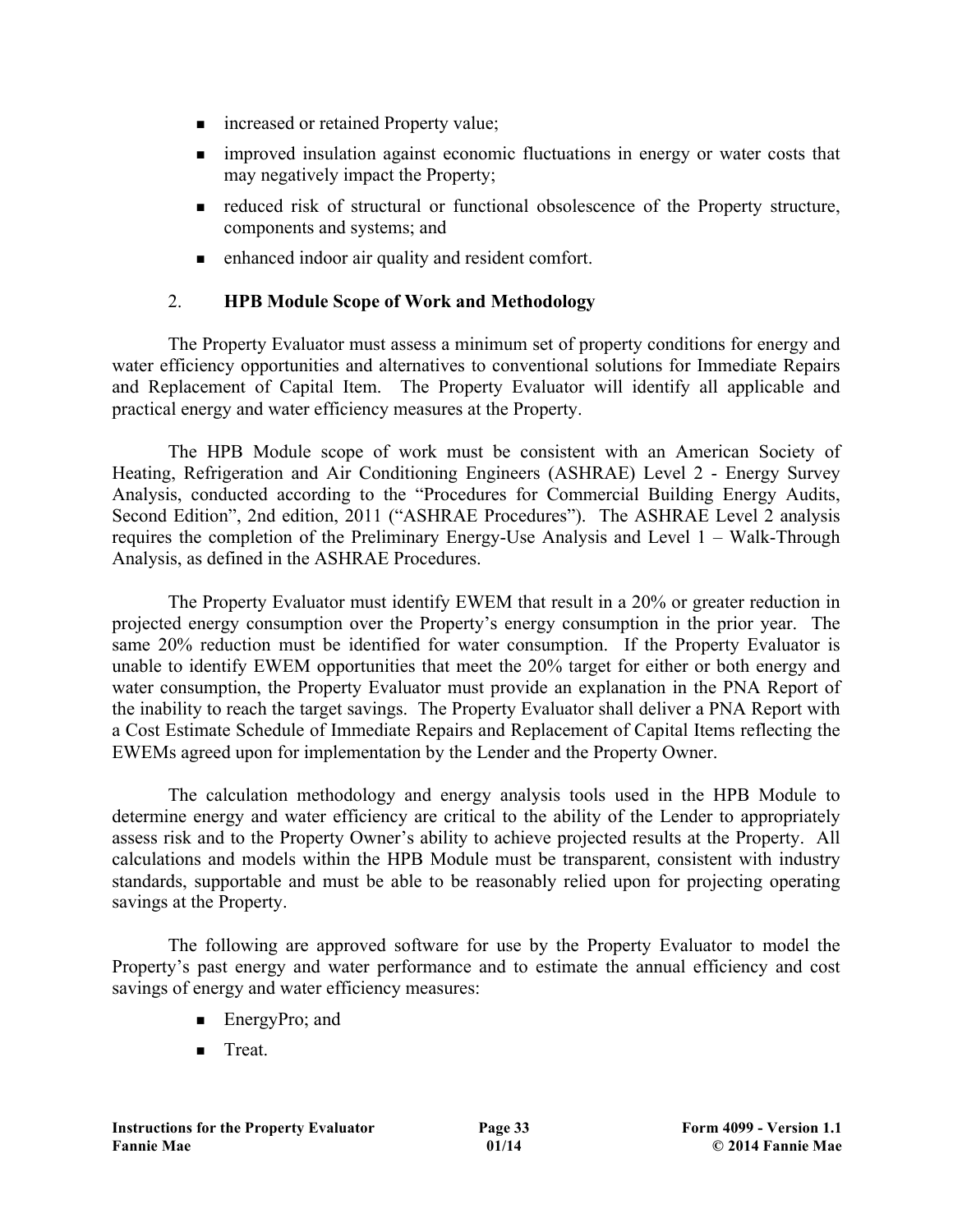- increased or retained Property value;
- improved insulation against economic fluctuations in energy or water costs that may negatively impact the Property;
- reduced risk of structural or functional obsolescence of the Property structure, components and systems; and
- enhanced indoor air quality and resident comfort.

### 2. HPB Module Scope of Work and Methodology

The Property Evaluator must assess a minimum set of property conditions for energy and water efficiency opportunities and alternatives to conventional solutions for Immediate Repairs and Replacement of Capital Item. The Property Evaluator will identify all applicable and practical energy and water efficiency measures at the Property.

The HPB Module scope of work must be consistent with an American Society of Heating, Refrigeration and Air Conditioning Engineers (ASHRAE) Level 2 - Energy Survey Analysis, conducted according to the "Procedures for Commercial Building Energy Audits, Second Edition", 2nd edition, 2011 ("ASHRAE Procedures"). The ASHRAE Level 2 analysis requires the completion of the Preliminary Energy-Use Analysis and Level 1 – Walk-Through Analysis, as defined in the ASHRAE Procedures.

The Property Evaluator must identify EWEM that result in a 20% or greater reduction in projected energy consumption over the Property's energy consumption in the prior year. The same 20% reduction must be identified for water consumption. If the Property Evaluator is unable to identify EWEM opportunities that meet the 20% target for either or both energy and water consumption, the Property Evaluator must provide an explanation in the PNA Report of the inability to reach the target savings. The Property Evaluator shall deliver a PNA Report with a Cost Estimate Schedule of Immediate Repairs and Replacement of Capital Items reflecting the EWEMs agreed upon for implementation by the Lender and the Property Owner.

The calculation methodology and energy analysis tools used in the HPB Module to determine energy and water efficiency are critical to the ability of the Lender to appropriately assess risk and to the Property Owner's ability to achieve projected results at the Property. All calculations and models within the HPB Module must be transparent, consistent with industry standards, supportable and must be able to be reasonably relied upon for projecting operating savings at the Property.

The following are approved software for use by the Property Evaluator to model the Property's past energy and water performance and to estimate the annual efficiency and cost savings of energy and water efficiency measures:

- EnergyPro; and
- Treat.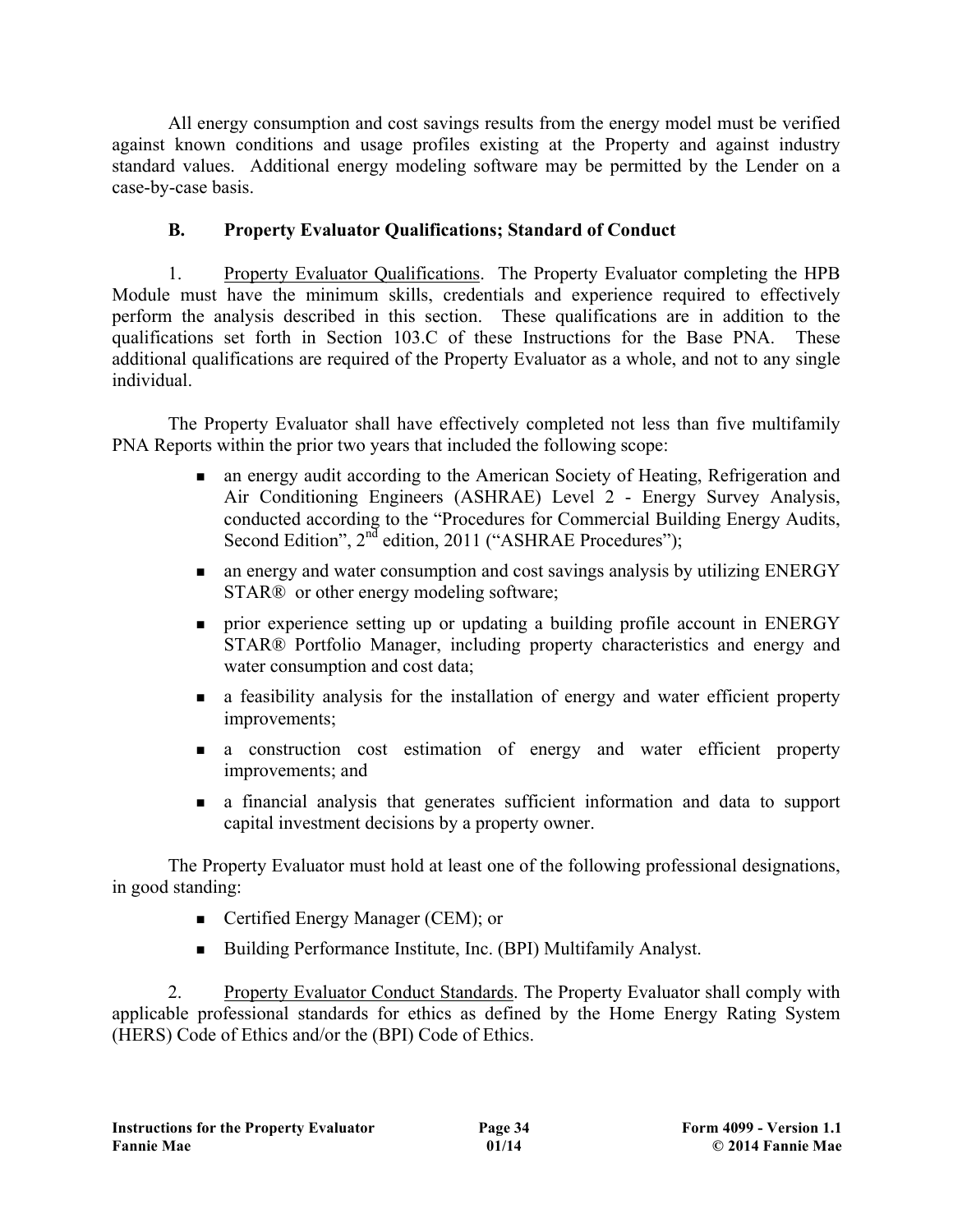All energy consumption and cost savings results from the energy model must be verified against known conditions and usage profiles existing at the Property and against industry standard values. Additional energy modeling software may be permitted by the Lender on a case-by-case basis.

### B. Property Evaluator Qualifications; Standard of Conduct

1. Property Evaluator Qualifications. The Property Evaluator completing the HPB Module must have the minimum skills, credentials and experience required to effectively perform the analysis described in this section. These qualifications are in addition to the qualifications set forth in Section 103.C of these Instructions for the Base PNA. These additional qualifications are required of the Property Evaluator as a whole, and not to any single individual.

The Property Evaluator shall have effectively completed not less than five multifamily PNA Reports within the prior two years that included the following scope:

- an energy audit according to the American Society of Heating, Refrigeration and Air Conditioning Engineers (ASHRAE) Level 2 - Energy Survey Analysis, conducted according to the "Procedures for Commercial Building Energy Audits, Second Edition", 2nd edition, 2011 ("ASHRAE Procedures");
- an energy and water consumption and cost savings analysis by utilizing ENERGY STAR® or other energy modeling software;
- prior experience setting up or updating a building profile account in ENERGY STAR® Portfolio Manager, including property characteristics and energy and water consumption and cost data;
- a feasibility analysis for the installation of energy and water efficient property improvements;
- a construction cost estimation of energy and water efficient property improvements; and
- a financial analysis that generates sufficient information and data to support capital investment decisions by a property owner.

The Property Evaluator must hold at least one of the following professional designations, in good standing:

- Certified Energy Manager (CEM); or
- Building Performance Institute, Inc. (BPI) Multifamily Analyst.

2. Property Evaluator Conduct Standards. The Property Evaluator shall comply with applicable professional standards for ethics as defined by the Home Energy Rating System (HERS) Code of Ethics and/or the (BPI) Code of Ethics.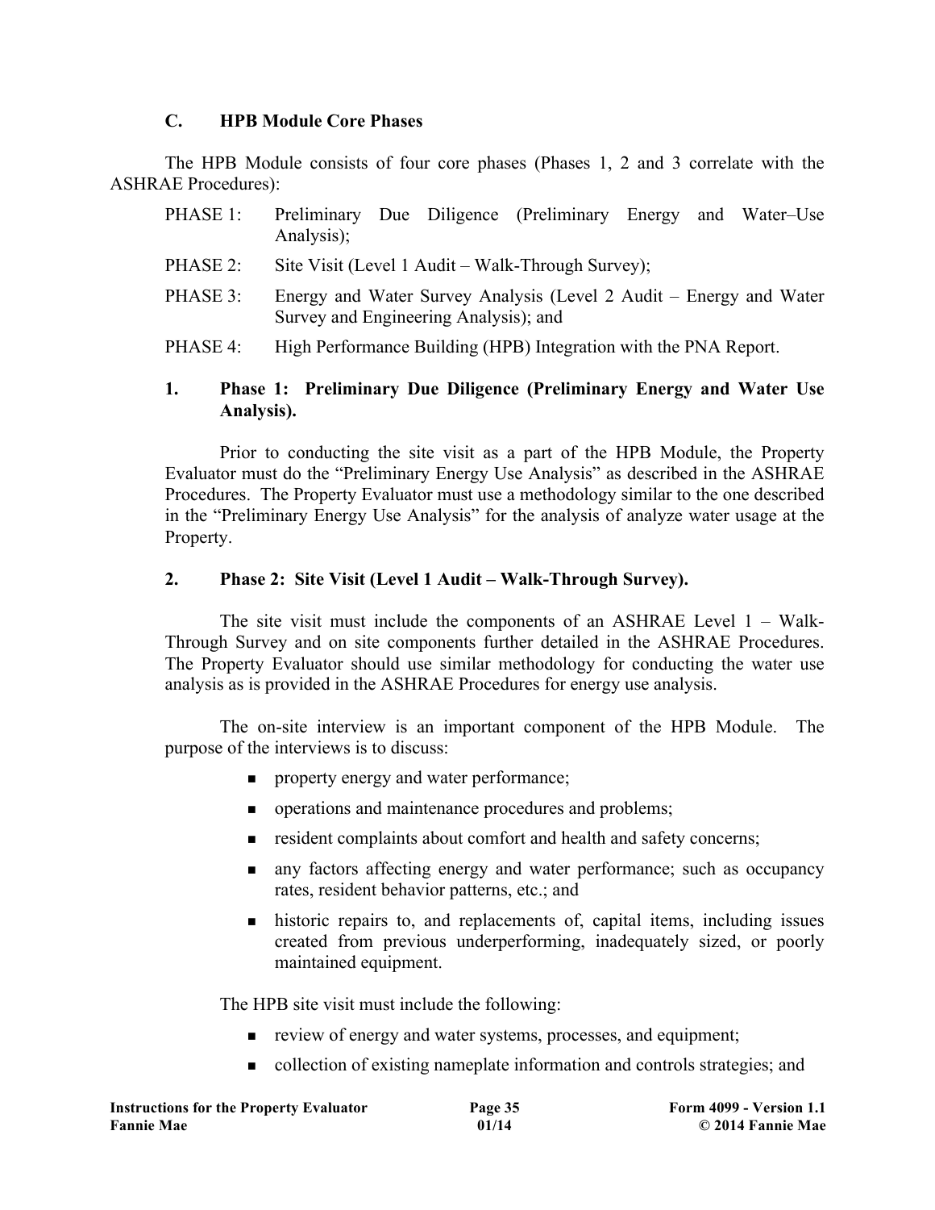### C. HPB Module Core Phases

The HPB Module consists of four core phases (Phases 1, 2 and 3 correlate with the ASHRAE Procedures):

PHASE 1: Preliminary Due Diligence (Preliminary Energy and Water–Use Analysis);

PHASE 2: Site Visit (Level 1 Audit – Walk-Through Survey);

PHASE 3: Energy and Water Survey Analysis (Level 2 Audit – Energy and Water Survey and Engineering Analysis); and

PHASE 4: High Performance Building (HPB) Integration with the PNA Report.

#### 1. Phase 1: Preliminary Due Diligence (Preliminary Energy and Water Use Analysis).

Prior to conducting the site visit as a part of the HPB Module, the Property Evaluator must do the "Preliminary Energy Use Analysis" as described in the ASHRAE Procedures. The Property Evaluator must use a methodology similar to the one described in the "Preliminary Energy Use Analysis" for the analysis of analyze water usage at the Property.

#### 2. Phase 2: Site Visit (Level 1 Audit – Walk-Through Survey).

The site visit must include the components of an ASHRAE Level 1 – Walk-Through Survey and on site components further detailed in the ASHRAE Procedures. The Property Evaluator should use similar methodology for conducting the water use analysis as is provided in the ASHRAE Procedures for energy use analysis.

The on-site interview is an important component of the HPB Module. The purpose of the interviews is to discuss:

- property energy and water performance;
- operations and maintenance procedures and problems;
- resident complaints about comfort and health and safety concerns;
- any factors affecting energy and water performance; such as occupancy rates, resident behavior patterns, etc.; and
- historic repairs to, and replacements of, capital items, including issues created from previous underperforming, inadequately sized, or poorly maintained equipment.

The HPB site visit must include the following:

- review of energy and water systems, processes, and equipment;
- collection of existing nameplate information and controls strategies; and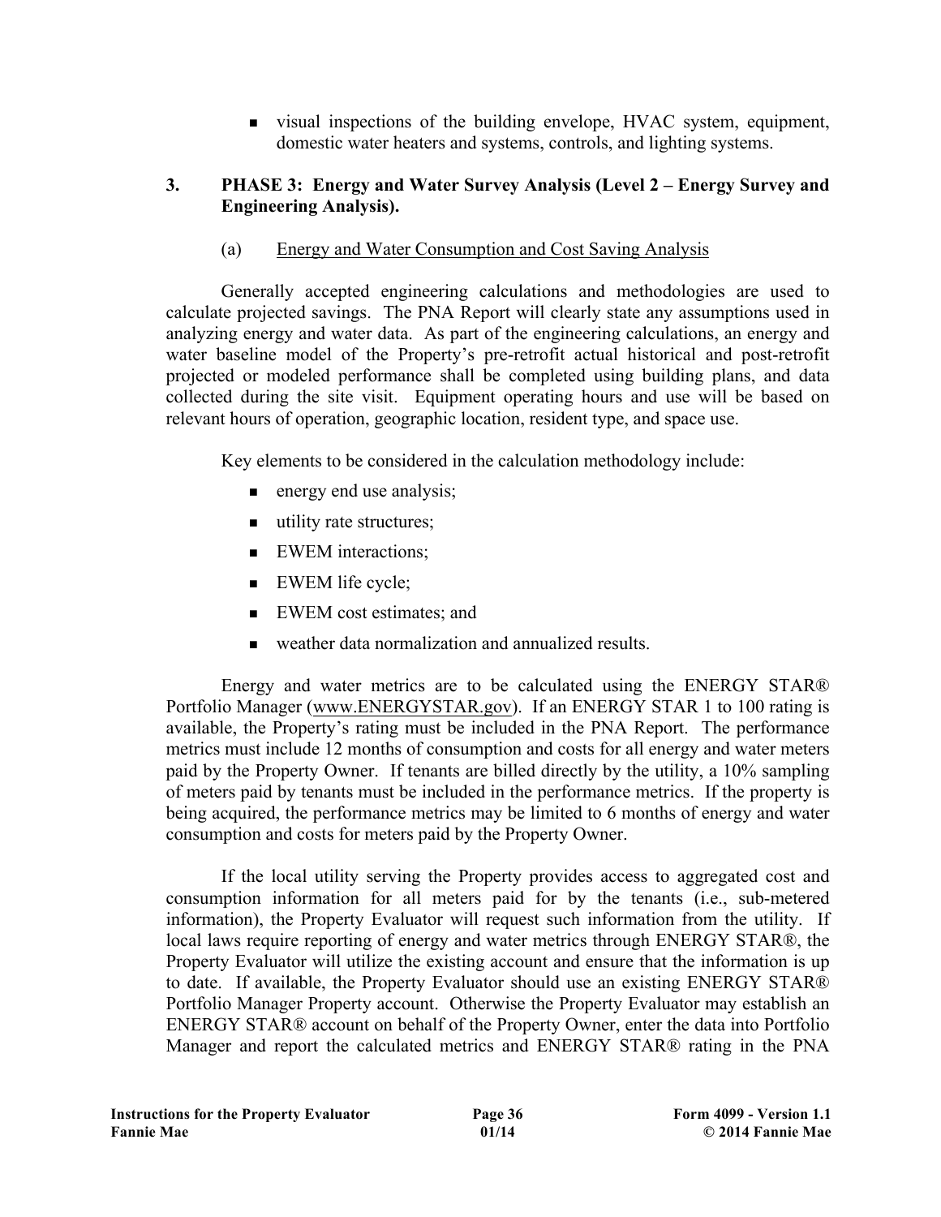- visual inspections of the building envelope, HVAC system, equipment, domestic water heaters and systems, controls, and lighting systems.

### 3. PHASE 3: Energy and Water Survey Analysis (Level 2 – Energy Survey and Engineering Analysis).

(a) Energy and Water Consumption and Cost Saving Analysis

Generally accepted engineering calculations and methodologies are used to calculate projected savings. The PNA Report will clearly state any assumptions used in analyzing energy and water data. As part of the engineering calculations, an energy and water baseline model of the Property's pre-retrofit actual historical and post-retrofit projected or modeled performance shall be completed using building plans, and data collected during the site visit. Equipment operating hours and use will be based on relevant hours of operation, geographic location, resident type, and space use.

Key elements to be considered in the calculation methodology include:

- energy end use analysis;
- utility rate structures;
- EWEM interactions;
- EWEM life cycle;
- EWEM cost estimates; and
- weather data normalization and annualized results.

Energy and water metrics are to be calculated using the ENERGY STAR® Portfolio Manager (www.ENERGYSTAR.gov). If an ENERGY STAR 1 to 100 rating is available, the Property's rating must be included in the PNA Report. The performance metrics must include 12 months of consumption and costs for all energy and water meters paid by the Property Owner. If tenants are billed directly by the utility, a 10% sampling of meters paid by tenants must be included in the performance metrics. If the property is being acquired, the performance metrics may be limited to 6 months of energy and water consumption and costs for meters paid by the Property Owner.

If the local utility serving the Property provides access to aggregated cost and consumption information for all meters paid for by the tenants (i.e., sub-metered information), the Property Evaluator will request such information from the utility. If local laws require reporting of energy and water metrics through ENERGY STAR®, the Property Evaluator will utilize the existing account and ensure that the information is up to date. If available, the Property Evaluator should use an existing ENERGY STAR® Portfolio Manager Property account. Otherwise the Property Evaluator may establish an ENERGY STAR® account on behalf of the Property Owner, enter the data into Portfolio Manager and report the calculated metrics and ENERGY STAR® rating in the PNA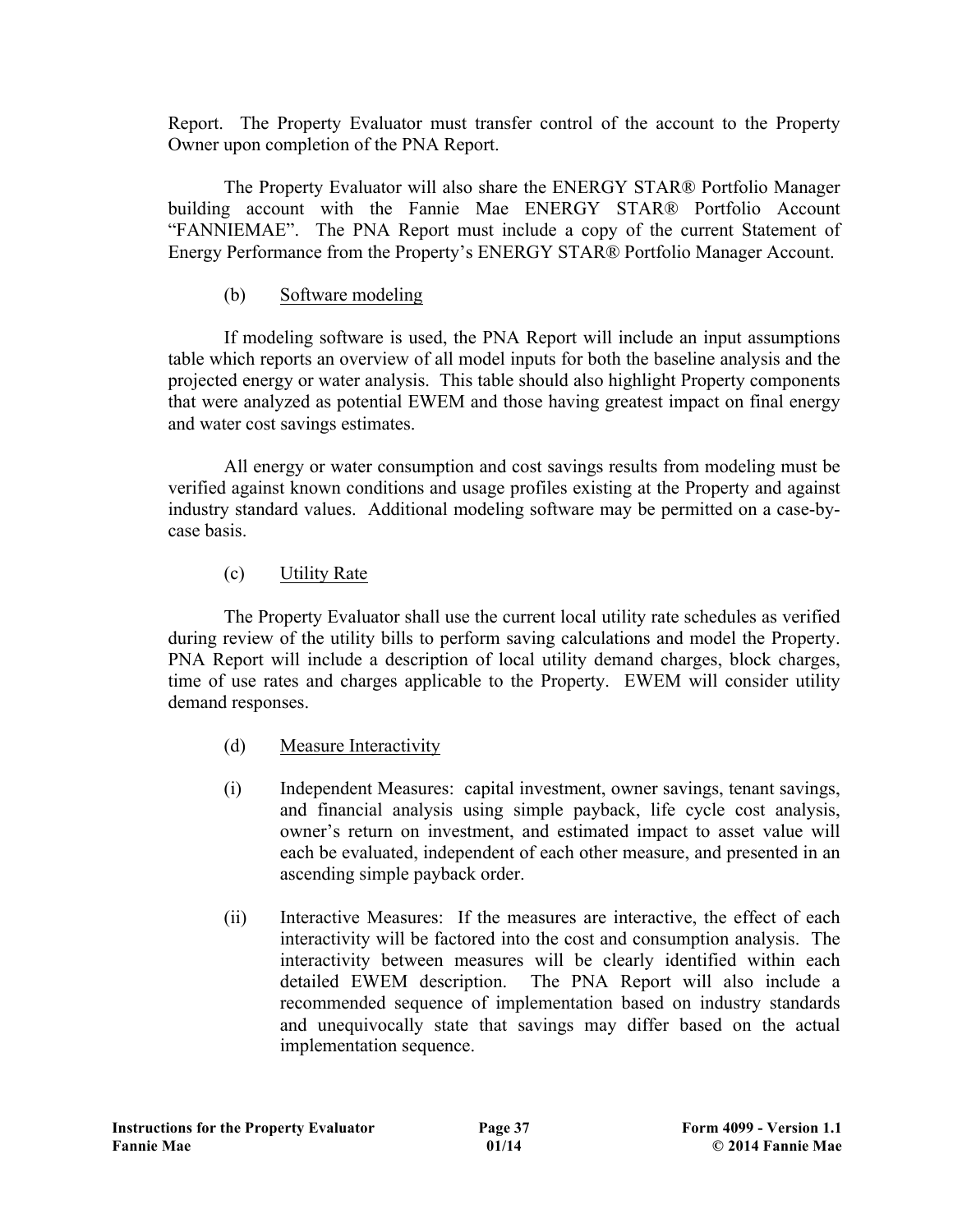Report. The Property Evaluator must transfer control of the account to the Property Owner upon completion of the PNA Report.

The Property Evaluator will also share the ENERGY STAR® Portfolio Manager building account with the Fannie Mae ENERGY STAR® Portfolio Account "FANNIEMAE". The PNA Report must include a copy of the current Statement of Energy Performance from the Property's ENERGY STAR® Portfolio Manager Account.

(b) Software modeling

If modeling software is used, the PNA Report will include an input assumptions table which reports an overview of all model inputs for both the baseline analysis and the projected energy or water analysis. This table should also highlight Property components that were analyzed as potential EWEM and those having greatest impact on final energy and water cost savings estimates.

All energy or water consumption and cost savings results from modeling must be verified against known conditions and usage profiles existing at the Property and against industry standard values. Additional modeling software may be permitted on a case-by-case basis.

(c) Utility Rate

The Property Evaluator shall use the current local utility rate schedules as verified during review of the utility bills to perform saving calculations and model the Property. PNA Report will include a description of local utility demand charges, block charges, time of use rates and charges applicable to the Property. EWEM will consider utility demand responses.

(d) Measure Interactivity

(i) Independent Measures: capital investment, owner savings, tenant savings, and financial analysis using simple payback, life cycle cost analysis, owner's return on investment, and estimated impact to asset value will each be evaluated, independent of each other measure, and presented in an ascending simple payback order.

(ii) Interactive Measures: If the measures are interactive, the effect of each interactivity will be factored into the cost and consumption analysis. The interactivity between measures will be clearly identified within each detailed EWEM description. The PNA Report will also include a recommended sequence of implementation based on industry standards and unequivocally state that savings may differ based on the actual implementation sequence.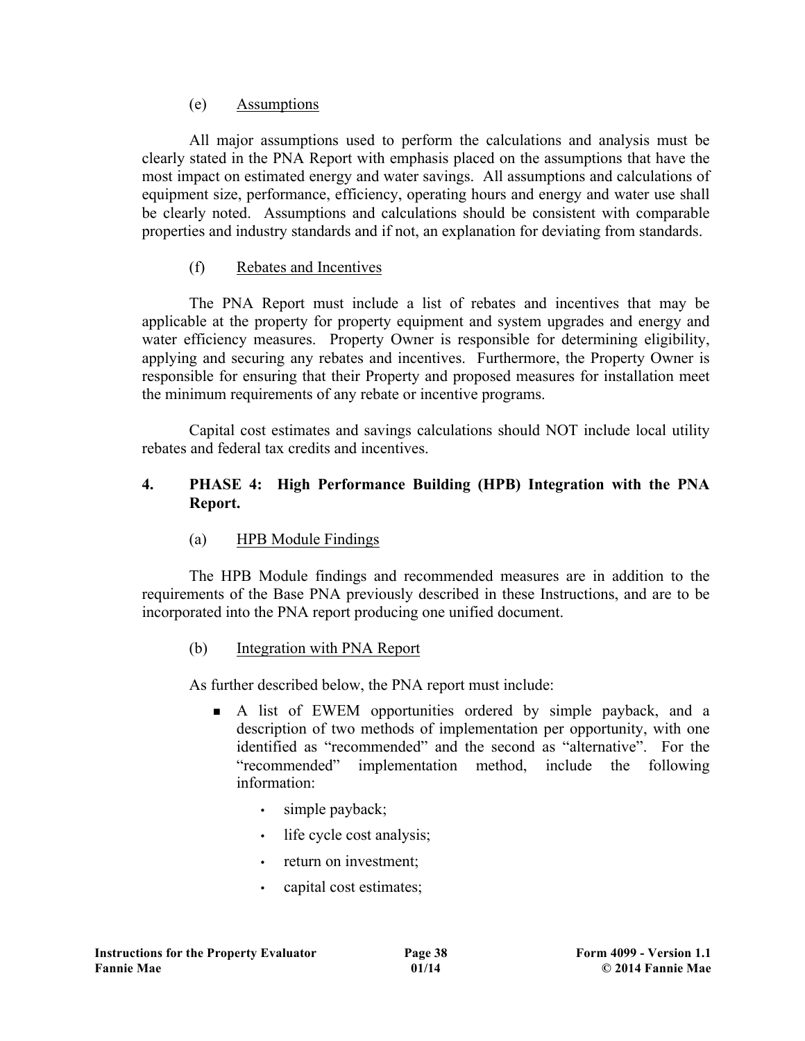(e) Assumptions

All major assumptions used to perform the calculations and analysis must be clearly stated in the PNA Report with emphasis placed on the assumptions that have the most impact on estimated energy and water savings. All assumptions and calculations of equipment size, performance, efficiency, operating hours and energy and water use shall be clearly noted. Assumptions and calculations should be consistent with comparable properties and industry standards and if not, an explanation for deviating from standards.

(f) Rebates and Incentives

The PNA Report must include a list of rebates and incentives that may be applicable at the property for property equipment and system upgrades and energy and water efficiency measures. Property Owner is responsible for determining eligibility, applying and securing any rebates and incentives. Furthermore, the Property Owner is responsible for ensuring that their Property and proposed measures for installation meet the minimum requirements of any rebate or incentive programs.

Capital cost estimates and savings calculations should NOT include local utility rebates and federal tax credits and incentives.

## 4. PHASE 4: High Performance Building (HPB) Integration with the PNA Report.

(a) HPB Module Findings

The HPB Module findings and recommended measures are in addition to the requirements of the Base PNA previously described in these Instructions, and are to be incorporated into the PNA report producing one unified document.

(b) Integration with PNA Report

As further described below, the PNA report must include:

- A list of EWEM opportunities ordered by simple payback, and a description of two methods of implementation per opportunity, with one identified as "recommended" and the second as "alternative". For the "recommended" implementation method, include the following information:
  - simple payback;
  - life cycle cost analysis;
  - return on investment;
  - capital cost estimates;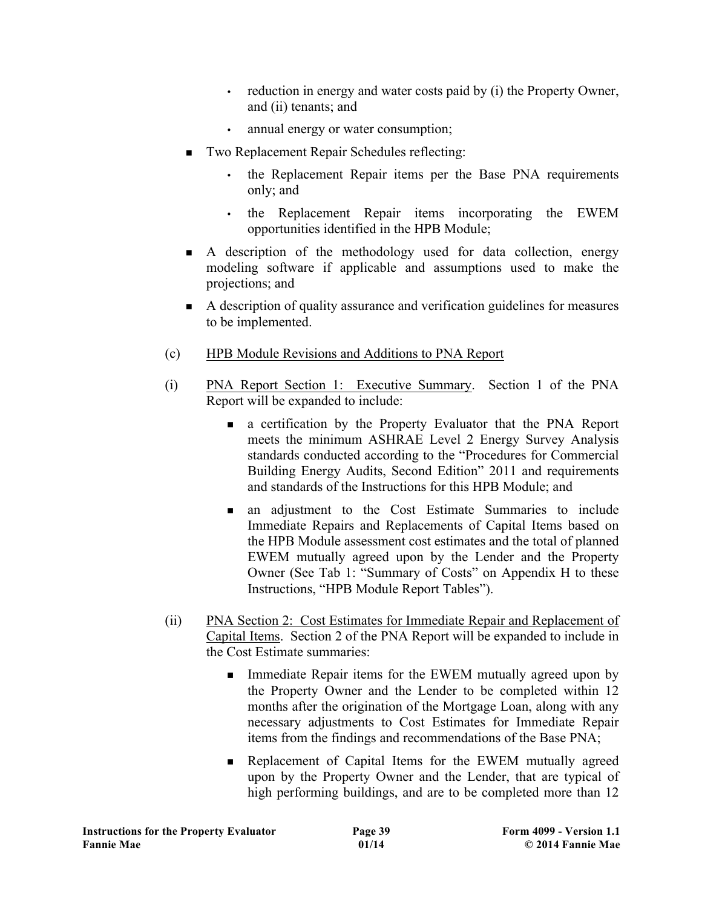- reduction in energy and water costs paid by (i) the Property Owner, and (ii) tenants; and
- annual energy or water consumption;

- Two Replacement Repair Schedules reflecting:
  - the Replacement Repair items per the Base PNA requirements only; and
  - the Replacement Repair items incorporating the EWEM opportunities identified in the HPB Module;
- A description of the methodology used for data collection, energy modeling software if applicable and assumptions used to make the projections; and
- A description of quality assurance and verification guidelines for measures to be implemented.

(c) HPB Module Revisions and Additions to PNA Report

(i) PNA Report Section 1: Executive Summary. Section 1 of the PNA Report will be expanded to include:

- a certification by the Property Evaluator that the PNA Report meets the minimum ASHRAE Level 2 Energy Survey Analysis standards conducted according to the "Procedures for Commercial Building Energy Audits, Second Edition" 2011 and requirements and standards of the Instructions for this HPB Module; and
- an adjustment to the Cost Estimate Summaries to include Immediate Repairs and Replacements of Capital Items based on the HPB Module assessment cost estimates and the total of planned EWEM mutually agreed upon by the Lender and the Property Owner (See Tab 1: "Summary of Costs" on Appendix H to these Instructions, "HPB Module Report Tables").

(ii) PNA Section 2: Cost Estimates for Immediate Repair and Replacement of Capital Items. Section 2 of the PNA Report will be expanded to include in the Cost Estimate summaries:

- Immediate Repair items for the EWEM mutually agreed upon by the Property Owner and the Lender to be completed within 12 months after the origination of the Mortgage Loan, along with any necessary adjustments to Cost Estimates for Immediate Repair items from the findings and recommendations of the Base PNA;
- Replacement of Capital Items for the EWEM mutually agreed upon by the Property Owner and the Lender, that are typical of high performing buildings, and are to be completed more than 12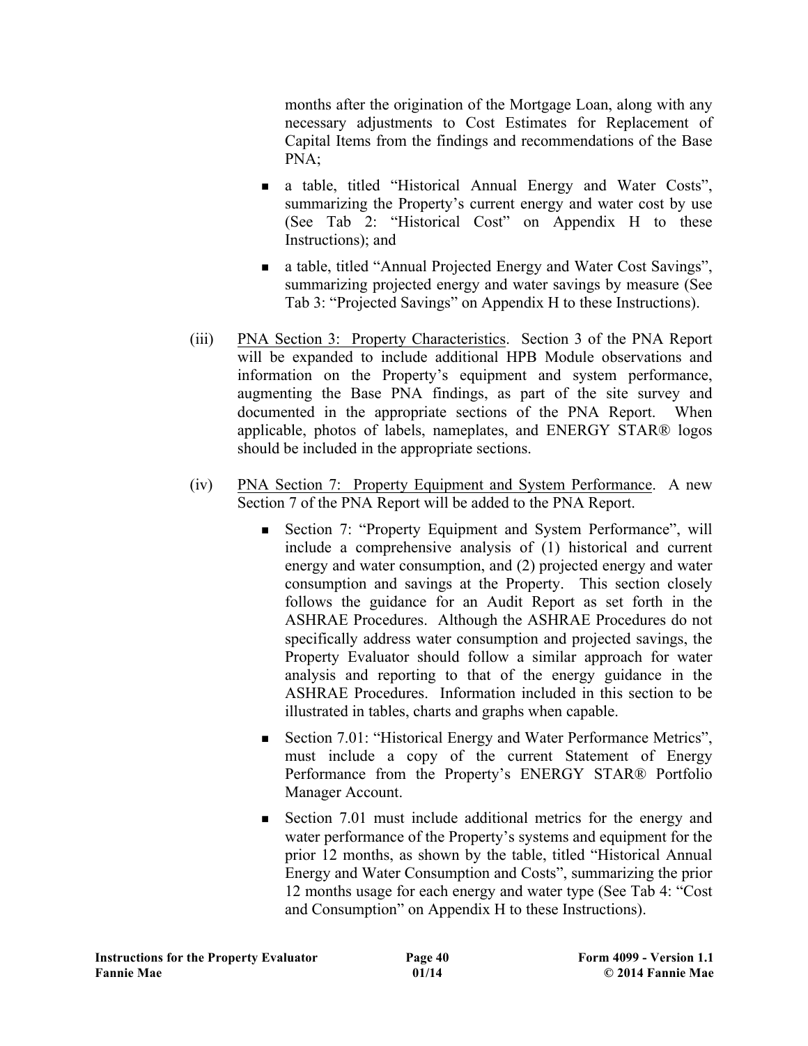months after the origination of the Mortgage Loan, along with any necessary adjustments to Cost Estimates for Replacement of Capital Items from the findings and recommendations of the Base PNA;

- a table, titled "Historical Annual Energy and Water Costs", summarizing the Property's current energy and water cost by use (See Tab 2: "Historical Cost" on Appendix H to these Instructions); and
- a table, titled "Annual Projected Energy and Water Cost Savings", summarizing projected energy and water savings by measure (See Tab 3: "Projected Savings" on Appendix H to these Instructions).

(iii) <u>PNA Section 3: Property Characteristics</u>. Section 3 of the PNA Report will be expanded to include additional HPB Module observations and information on the Property's equipment and system performance, augmenting the Base PNA findings, as part of the site survey and documented in the appropriate sections of the PNA Report. When applicable, photos of labels, nameplates, and ENERGY STAR® logos should be included in the appropriate sections.

(iv) <u>PNA Section 7: Property Equipment and System Performance</u>. A new Section 7 of the PNA Report will be added to the PNA Report.

- Section 7: "Property Equipment and System Performance", will include a comprehensive analysis of (1) historical and current energy and water consumption, and (2) projected energy and water consumption and savings at the Property. This section closely follows the guidance for an Audit Report as set forth in the ASHRAE Procedures. Although the ASHRAE Procedures do not specifically address water consumption and projected savings, the Property Evaluator should follow a similar approach for water analysis and reporting to that of the energy guidance in the ASHRAE Procedures. Information included in this section to be illustrated in tables, charts and graphs when capable.
- Section 7.01: "Historical Energy and Water Performance Metrics", must include a copy of the current Statement of Energy Performance from the Property's ENERGY STAR® Portfolio Manager Account.
- Section 7.01 must include additional metrics for the energy and water performance of the Property's systems and equipment for the prior 12 months, as shown by the table, titled "Historical Annual Energy and Water Consumption and Costs", summarizing the prior 12 months usage for each energy and water type (See Tab 4: "Cost and Consumption" on Appendix H to these Instructions).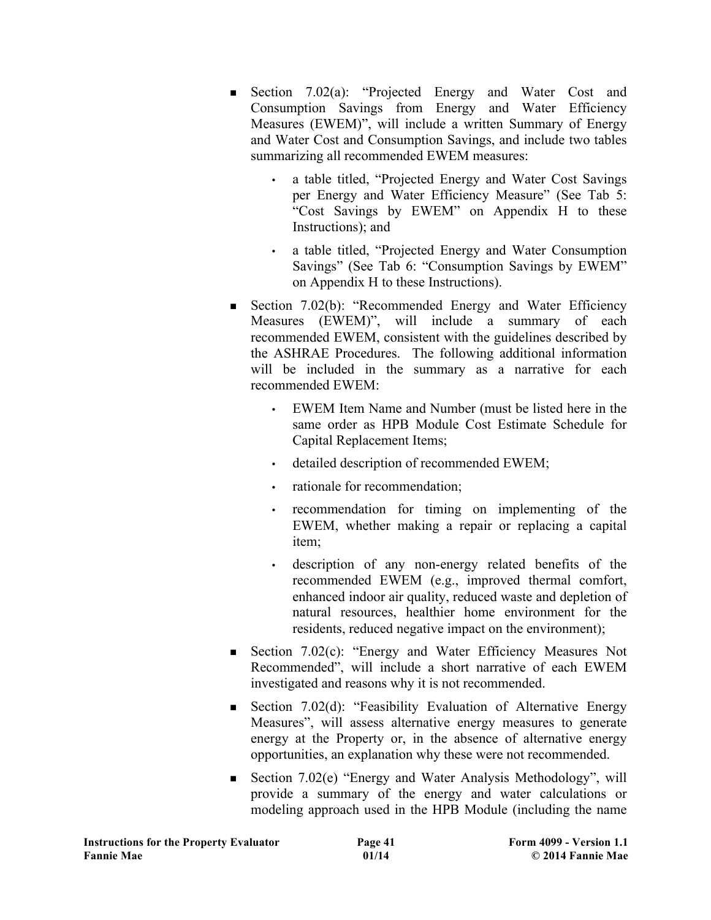- Section 7.02(a): "Projected Energy and Water Cost and Consumption Savings from Energy and Water Efficiency Measures (EWEM)", will include a written Summary of Energy and Water Cost and Consumption Savings, and include two tables summarizing all recommended EWEM measures:
  - a table titled, "Projected Energy and Water Cost Savings per Energy and Water Efficiency Measure" (See Tab 5: "Cost Savings by EWEM" on Appendix H to these Instructions); and
  - a table titled, "Projected Energy and Water Consumption Savings" (See Tab 6: "Consumption Savings by EWEM" on Appendix H to these Instructions).
- Section 7.02(b): "Recommended Energy and Water Efficiency Measures (EWEM)", will include a summary of each recommended EWEM, consistent with the guidelines described by the ASHRAE Procedures. The following additional information will be included in the summary as a narrative for each recommended EWEM:
  - EWEM Item Name and Number (must be listed here in the same order as HPB Module Cost Estimate Schedule for Capital Replacement Items;
  - detailed description of recommended EWEM;
  - rationale for recommendation;
  - recommendation for timing on implementing of the EWEM, whether making a repair or replacing a capital item;
  - description of any non-energy related benefits of the recommended EWEM (e.g., improved thermal comfort, enhanced indoor air quality, reduced waste and depletion of natural resources, healthier home environment for the residents, reduced negative impact on the environment);
- Section 7.02(c): "Energy and Water Efficiency Measures Not Recommended", will include a short narrative of each EWEM investigated and reasons why it is not recommended.
- Section 7.02(d): "Feasibility Evaluation of Alternative Energy Measures", will assess alternative energy measures to generate energy at the Property or, in the absence of alternative energy opportunities, an explanation why these were not recommended.
- Section 7.02(e) "Energy and Water Analysis Methodology", will provide a summary of the energy and water calculations or modeling approach used in the HPB Module (including the name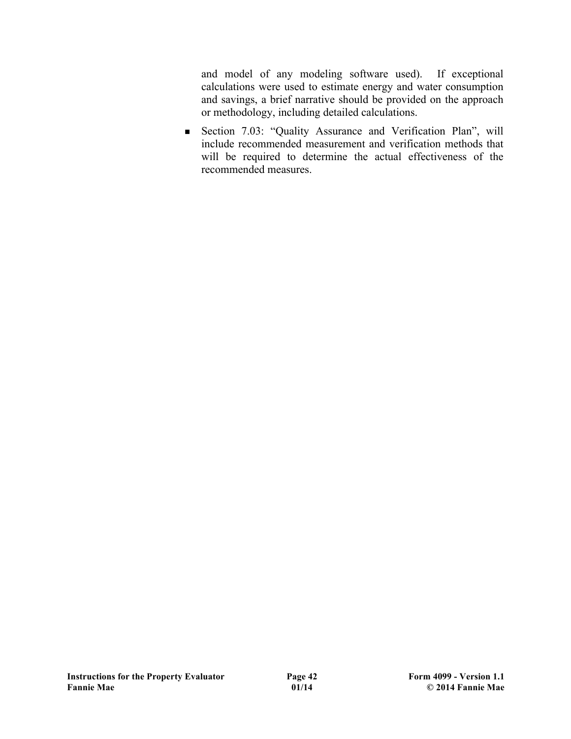and model of any modeling software used). If exceptional calculations were used to estimate energy and water consumption and savings, a brief narrative should be provided on the approach or methodology, including detailed calculations.

- Section 7.03: "Quality Assurance and Verification Plan", will include recommended measurement and verification methods that will be required to determine the actual effectiveness of the recommended measures.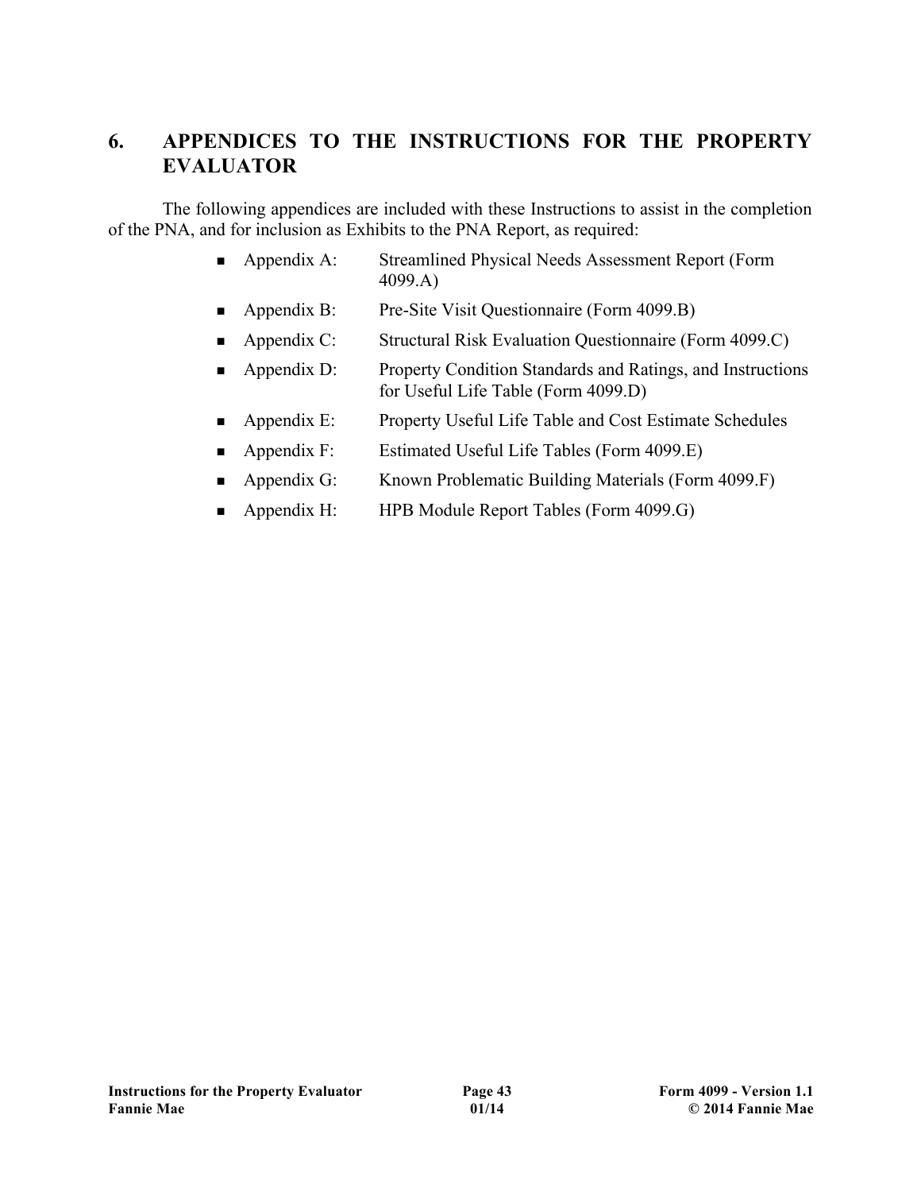## 6. APPENDICES TO THE INSTRUCTIONS FOR THE PROPERTY EVALUATOR

The following appendices are included with these Instructions to assist in the completion of the PNA, and for inclusion as Exhibits to the PNA Report, as required:

- Appendix A: Streamlined Physical Needs Assessment Report (Form 4099.A)
- Appendix B: Pre-Site Visit Questionnaire (Form 4099.B)
- Appendix C: Structural Risk Evaluation Questionnaire (Form 4099.C)
- Appendix D: Property Condition Standards and Ratings, and Instructions for Useful Life Table (Form 4099.D)
- Appendix E: Property Useful Life Table and Cost Estimate Schedules
- Appendix F: Estimated Useful Life Tables (Form 4099.E)
- Appendix G: Known Problematic Building Materials (Form 4099.F)
- Appendix H: HPB Module Report Tables (Form 4099.G)